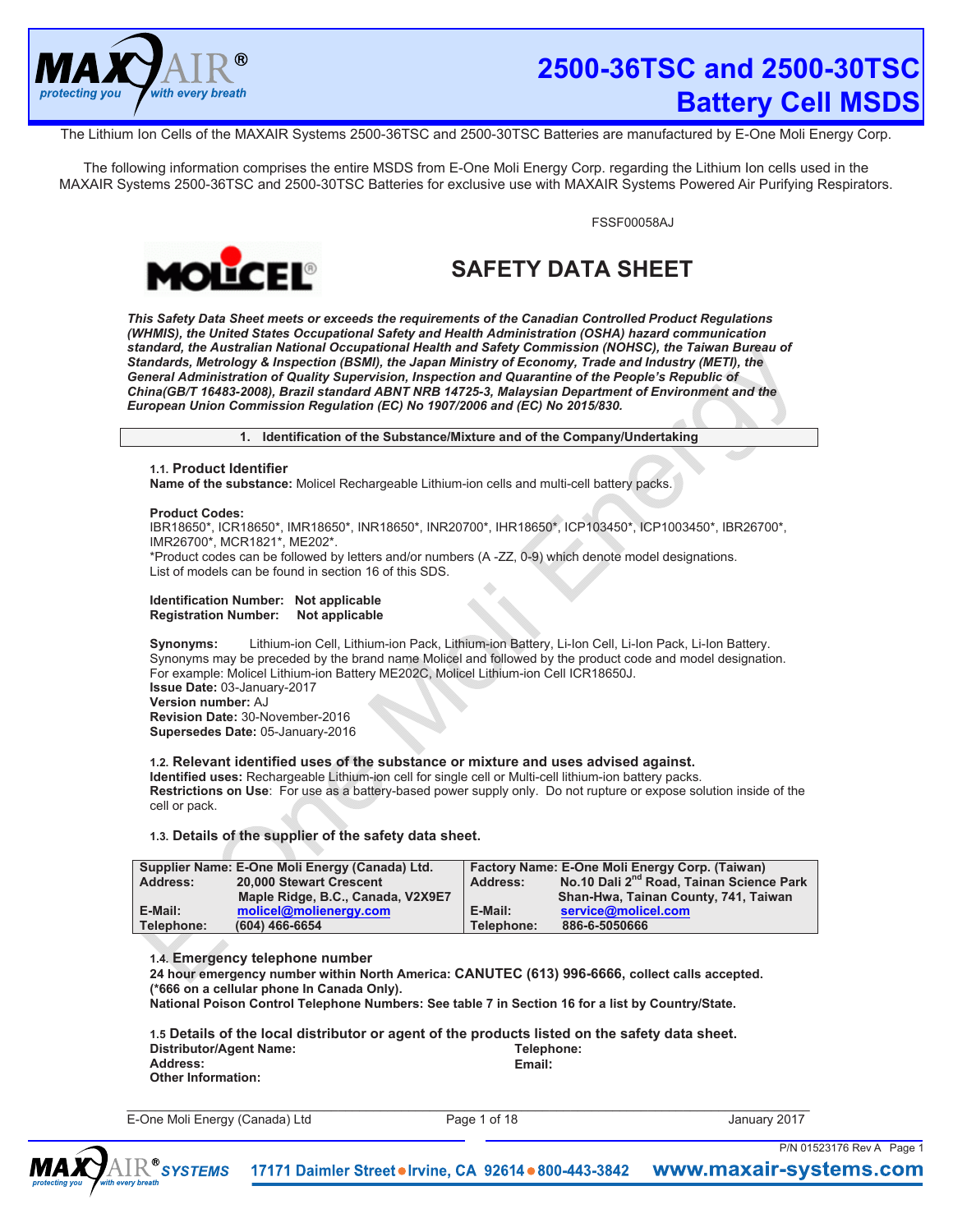# 2500-36TSC and 2500-30TSC Battery Cell MSDS

The Lithium Ion Cells of the MAXAIR Systems 2500-36TSC and 2500-30TSC Batteries are manufactured by E-One Moli Energy Corp.

The following information comprises the entire MSDS from E-One Moli Energy Corp. regarding the Lithium Ion cells used in the MAXAIR Systems 2500-36TSC and 2500-30TSC Batteries for exclusive use with MAXAIR Systems Powered Air Purifying Respirators.

FSSF00058AJ

## SAFETY DATA SHEET

***This Safety Data Sheet meets or exceeds the requirements of the Canadian Controlled Product Regulations (WHMIS), the United States Occupational Safety and Health Administration (OSHA) hazard communication standard, the Australian National Occupational Health and Safety Commission (NOHSC), the Taiwan Bureau of Standards, Metrology & Inspection (BSMI), the Japan Ministry of Economy, Trade and Industry (METI), the General Administration of Quality Supervision, Inspection and Quarantine of the People's Republic of China(GB/T 16483-2008), Brazil standard ABNT NRB 14725-3, Malaysian Department of Environment and the European Union Commission Regulation (EC) No 1907/2006 and (EC) No 2015/830.***

### 1. Identification of the Substance/Mixture and of the Company/Undertaking

#### 1.1. Product Identifier

**Name of the substance:** Molicel Rechargeable Lithium-ion cells and multi-cell battery packs.

**Product Codes:**
IBR18650*, ICR18650*, IMR18650*, INR18650*, INR20700*, IHR18650*, ICP103450*, ICP1003450*, IBR26700*, IMR26700*, MCR1821*, ME202*.
*Product codes can be followed by letters and/or numbers (A -ZZ, 0-9) which denote model designations.
List of models can be found in section 16 of this SDS.

**Identification Number:** Not applicable
**Registration Number:** Not applicable

**Synonyms:** Lithium-ion Cell, Lithium-ion Pack, Lithium-ion Battery, Li-Ion Cell, Li-Ion Pack, Li-Ion Battery.
Synonyms may be preceded by the brand name Molicel and followed by the product code and model designation.
For example: Molicel Lithium-ion Battery ME202C, Molicel Lithium-ion Cell ICR18650J.
**Issue Date:** 03-January-2017
**Version number:** AJ
**Revision Date:** 30-November-2016
**Supersedes Date:** 05-January-2016

#### 1.2. Relevant identified uses of the substance or mixture and uses advised against.

**Identified uses:** Rechargeable Lithium-ion cell for single cell or Multi-cell lithium-ion battery packs.
**Restrictions on Use**: For use as a battery-based power supply only. Do not rupture or expose solution inside of the cell or pack.

#### 1.3. Details of the supplier of the safety data sheet.

| | | | |
|---|---|---|---|
| **Supplier Name:** | **E-One Moli Energy (Canada) Ltd.** | **Factory Name:** | **E-One Moli Energy Corp. (Taiwan)** |
| **Address:** | **20,000 Stewart Crescent Maple Ridge, B.C., Canada, V2X9E7** | **Address:** | **No.10 Dali 2nd Road, Tainan Science Park Shan-Hwa, Tainan County, 741, Taiwan** |
| **E-Mail:** | **molicel@molienergy.com** | **E-Mail:** | **service@molicel.com** |
| **Telephone:** | **(604) 466-6654** | **Telephone:** | **886-6-5050666** |

#### 1.4. Emergency telephone number

**24 hour emergency number within North America: CANUTEC (613) 996-6666, collect calls accepted. (*666 on a cellular phone In Canada Only).**
**National Poison Control Telephone Numbers: See table 7 in Section 16 for a list by Country/State.**

#### 1.5 Details of the local distributor or agent of the products listed on the safety data sheet.

**Distributor/Agent Name:**
**Telephone:**
**Address:**
**Email:**
**Other Information:**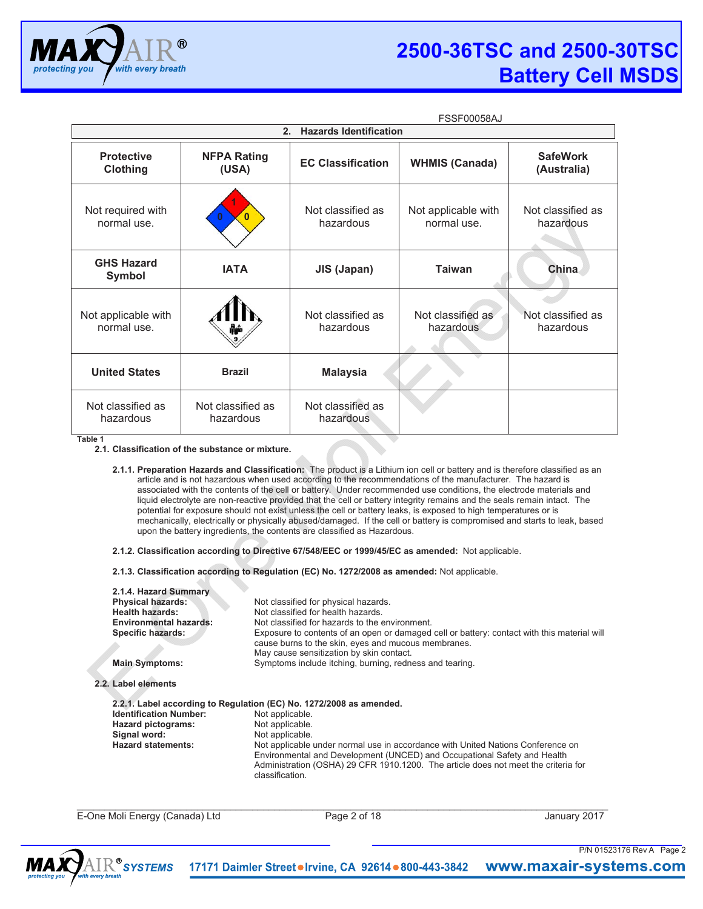FSSF00058AJ

## 2. Hazards Identification

| Protective Clothing | NFPA Rating (USA) | EC Classification | WHMIS (Canada) | SafeWork (Australia) |
|---|---|---|---|---|
| Not required with normal use. | 1 / 0 / 0 | Not classified as hazardous | Not applicable with normal use. | Not classified as hazardous |
| **GHS Hazard Symbol** | **IATA** | **JIS (Japan)** | **Taiwan** | **China** |
| Not applicable with normal use. | 9 | Not classified as hazardous | Not classified as hazardous | Not classified as hazardous |
| **United States** | **Brazil** | **Malaysia** | | |
| Not classified as hazardous | Not classified as hazardous | Not classified as hazardous | | |

Table 1

### 2.1. Classification of the substance or mixture.

**2.1.1. Preparation Hazards and Classification:** The product is a Lithium ion cell or battery and is therefore classified as an article and is not hazardous when used according to the recommendations of the manufacturer. The hazard is associated with the contents of the cell or battery. Under recommended use conditions, the electrode materials and liquid electrolyte are non-reactive provided that the cell or battery integrity remains and the seals remain intact. The potential for exposure should not exist unless the cell or battery leaks, is exposed to high temperatures or is mechanically, electrically or physically abused/damaged. If the cell or battery is compromised and starts to leak, based upon the battery ingredients, the contents are classified as Hazardous.

**2.1.2. Classification according to Directive 67/548/EEC or 1999/45/EC as amended:** Not applicable.

**2.1.3. Classification according to Regulation (EC) No. 1272/2008 as amended:** Not applicable.

**2.1.4. Hazard Summary**

**Physical hazards:** Not classified for physical hazards.
**Health hazards:** Not classified for health hazards.
**Environmental hazards:** Not classified for hazards to the environment.
**Specific hazards:** Exposure to contents of an open or damaged cell or battery: contact with this material will cause burns to the skin, eyes and mucous membranes.
May cause sensitization by skin contact.
**Main Symptoms:** Symptoms include itching, burning, redness and tearing.

### 2.2. Label elements

**2.2.1. Label according to Regulation (EC) No. 1272/2008 as amended.**

**Identification Number:** Not applicable.
**Hazard pictograms:** Not applicable.
**Signal word:** Not applicable.
**Hazard statements:** Not applicable under normal use in accordance with United Nations Conference on Environmental and Development (UNCED) and Occupational Safety and Health Administration (OSHA) 29 CFR 1910.1200. The article does not meet the criteria for classification.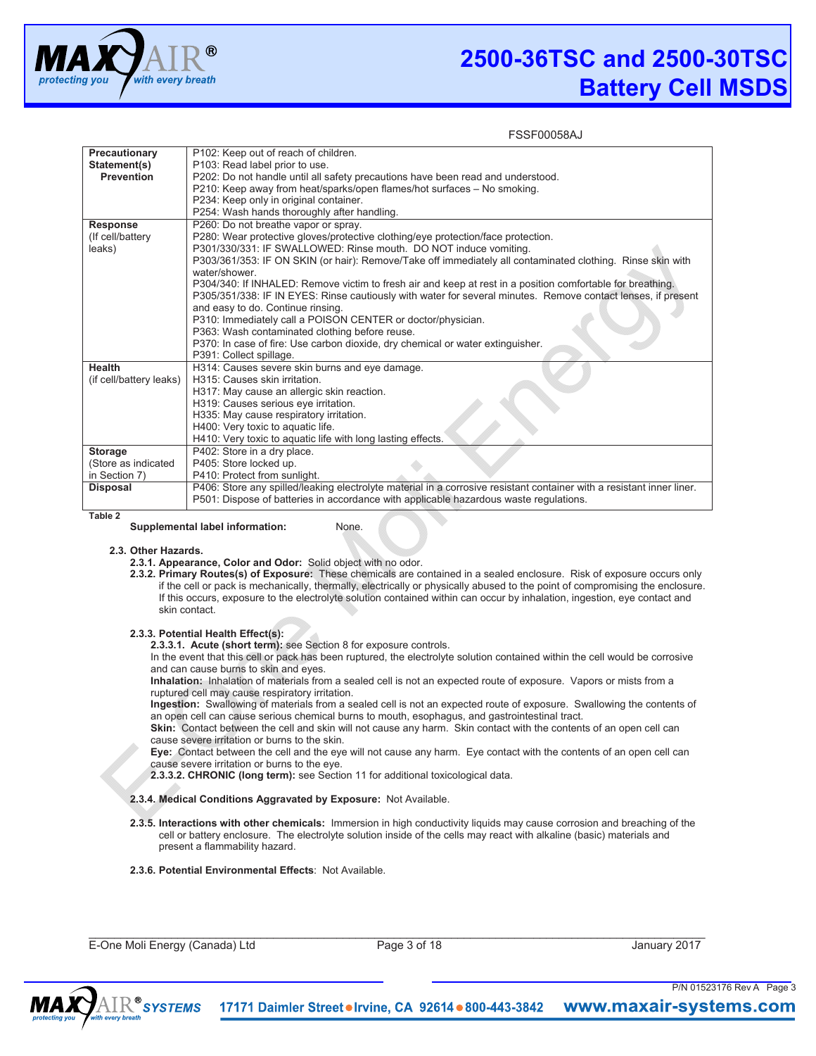FSSF00058AJ

| | |
|---|---|
| **Precautionary Statement(s) Prevention** | P102: Keep out of reach of children.<br>P103: Read label prior to use.<br>P202: Do not handle until all safety precautions have been read and understood.<br>P210: Keep away from heat/sparks/open flames/hot surfaces – No smoking.<br>P234: Keep only in original container.<br>P254: Wash hands thoroughly after handling. |
| **Response** (If cell/battery leaks) | P260: Do not breathe vapor or spray.<br>P280: Wear protective gloves/protective clothing/eye protection/face protection.<br>P301/330/331: IF SWALLOWED: Rinse mouth. DO NOT induce vomiting.<br>P303/361/353: IF ON SKIN (or hair): Remove/Take off immediately all contaminated clothing. Rinse skin with water/shower.<br>P304/340: If INHALED: Remove victim to fresh air and keep at rest in a position comfortable for breathing.<br>P305/351/338: IF IN EYES: Rinse cautiously with water for several minutes. Remove contact lenses, if present and easy to do. Continue rinsing.<br>P310: Immediately call a POISON CENTER or doctor/physician.<br>P363: Wash contaminated clothing before reuse.<br>P370: In case of fire: Use carbon dioxide, dry chemical or water extinguisher.<br>P391: Collect spillage. |
| **Health** (if cell/battery leaks) | H314: Causes severe skin burns and eye damage.<br>H315: Causes skin irritation.<br>H317: May cause an allergic skin reaction.<br>H319: Causes serious eye irritation.<br>H335: May cause respiratory irritation.<br>H400: Very toxic to aquatic life.<br>H410: Very toxic to aquatic life with long lasting effects. |
| **Storage** (Store as indicated in Section 7) | P402: Store in a dry place.<br>P405: Store locked up.<br>P410: Protect from sunlight. |
| **Disposal** | P406: Store any spilled/leaking electrolyte material in a corrosive resistant container with a resistant inner liner.<br>P501: Dispose of batteries in accordance with applicable hazardous waste regulations. |

**Table 2**

**Supplemental label information:** None.

### 2.3. Other Hazards.

**2.3.1. Appearance, Color and Odor:** Solid object with no odor.

**2.3.2. Primary Routes(s) of Exposure:** These chemicals are contained in a sealed enclosure. Risk of exposure occurs only if the cell or pack is mechanically, thermally, electrically or physically abused to the point of compromising the enclosure. If this occurs, exposure to the electrolyte solution contained within can occur by inhalation, ingestion, eye contact and skin contact.

**2.3.3. Potential Health Effect(s):**

**2.3.3.1. Acute (short term):** see Section 8 for exposure controls.

In the event that this cell or pack has been ruptured, the electrolyte solution contained within the cell would be corrosive and can cause burns to skin and eyes.

**Inhalation:** Inhalation of materials from a sealed cell is not an expected route of exposure. Vapors or mists from a ruptured cell may cause respiratory irritation.

**Ingestion:** Swallowing of materials from a sealed cell is not an expected route of exposure. Swallowing the contents of an open cell can cause serious chemical burns to mouth, esophagus, and gastrointestinal tract.

**Skin:** Contact between the cell and skin will not cause any harm. Skin contact with the contents of an open cell can cause severe irritation or burns to the skin.

**Eye:** Contact between the cell and the eye will not cause any harm. Eye contact with the contents of an open cell can cause severe irritation or burns to the eye.

**2.3.3.2. CHRONIC (long term):** see Section 11 for additional toxicological data.

**2.3.4. Medical Conditions Aggravated by Exposure:** Not Available.

**2.3.5. Interactions with other chemicals:** Immersion in high conductivity liquids may cause corrosion and breaching of the cell or battery enclosure. The electrolyte solution inside of the cells may react with alkaline (basic) materials and present a flammability hazard.

**2.3.6. Potential Environmental Effects**: Not Available.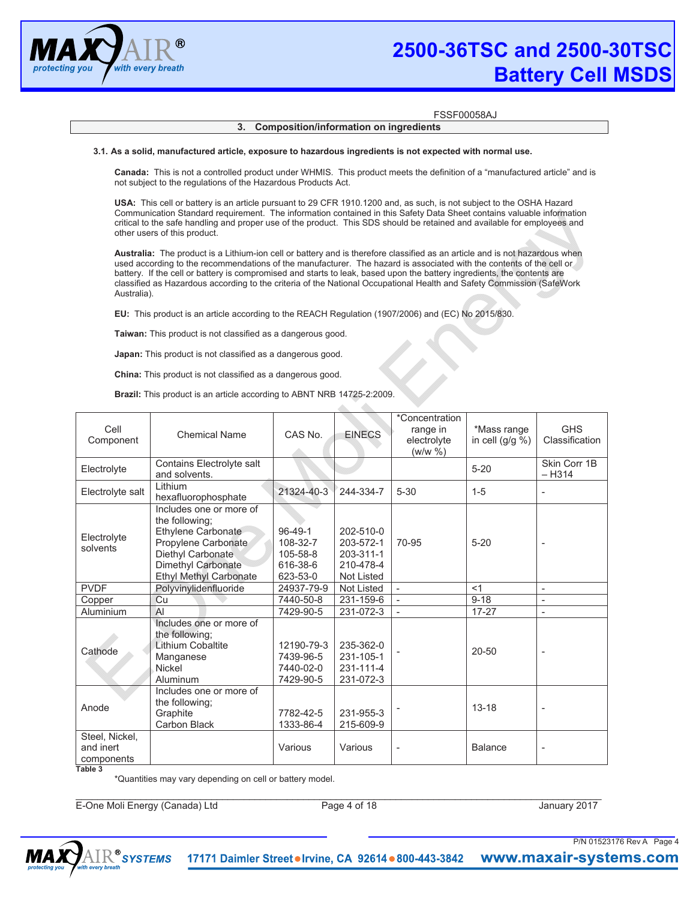FSSF00058AJ

## 3. Composition/information on ingredients

**3.1. As a solid, manufactured article, exposure to hazardous ingredients is not expected with normal use.**

**Canada:** This is not a controlled product under WHMIS. This product meets the definition of a "manufactured article" and is not subject to the regulations of the Hazardous Products Act.

**USA:** This cell or battery is an article pursuant to 29 CFR 1910.1200 and, as such, is not subject to the OSHA Hazard Communication Standard requirement. The information contained in this Safety Data Sheet contains valuable information critical to the safe handling and proper use of the product. This SDS should be retained and available for employees and other users of this product.

**Australia:** The product is a Lithium-ion cell or battery and is therefore classified as an article and is not hazardous when used according to the recommendations of the manufacturer. The hazard is associated with the contents of the cell or battery. If the cell or battery is compromised and starts to leak, based upon the battery ingredients, the contents are classified as Hazardous according to the criteria of the National Occupational Health and Safety Commission (SafeWork Australia).

**EU:** This product is an article according to the REACH Regulation (1907/2006) and (EC) No 2015/830.

**Taiwan:** This product is not classified as a dangerous good.

**Japan:** This product is not classified as a dangerous good.

**China:** This product is not classified as a dangerous good.

**Brazil:** This product is an article according to ABNT NRB 14725-2:2009.

| Cell Component | Chemical Name | CAS No. | EINECS | *Concentration range in electrolyte (w/w %) | *Mass range in cell (g/g %) | GHS Classification |
|---|---|---|---|---|---|---|
| Electrolyte | Contains Electrolyte salt and solvents. | | | | 5-20 | Skin Corr 1B – H314 |
| Electrolyte salt | Lithium hexafluorophosphate | 21324-40-3 | 244-334-7 | 5-30 | 1-5 | - |
| Electrolyte solvents | Includes one or more of the following;<br>Ethylene Carbonate<br>Propylene Carbonate<br>Diethyl Carbonate<br>Dimethyl Carbonate<br>Ethyl Methyl Carbonate | <br><br>96-49-1<br>108-32-7<br>105-58-8<br>616-38-6<br>623-53-0 | <br><br>202-510-0<br>203-572-1<br>203-311-1<br>210-478-4<br>Not Listed | 70-95 | 5-20 | - |
| PVDF | Polyvinylidenfluoride | 24937-79-9 | Not Listed | - | <1 | - |
| Copper | Cu | 7440-50-8 | 231-159-6 | - | 9-18 | - |
| Aluminium | Al | 7429-90-5 | 231-072-3 | - | 17-27 | - |
| Cathode | Includes one or more of the following;<br>Lithium Cobaltite<br>Manganese<br>Nickel<br>Aluminum | <br><br>12190-79-3<br>7439-96-5<br>7440-02-0<br>7429-90-5 | <br><br>235-362-0<br>231-105-1<br>231-111-4<br>231-072-3 | - | 20-50 | - |
| Anode | Includes one or more of the following;<br>Graphite<br>Carbon Black | <br><br>7782-42-5<br>1333-86-4 | <br><br>231-955-3<br>215-609-9 | - | 13-18 | - |
| Steel, Nickel, and inert components | | Various | Various | - | Balance | - |

Table 3

*Quantities may vary depending on cell or battery model.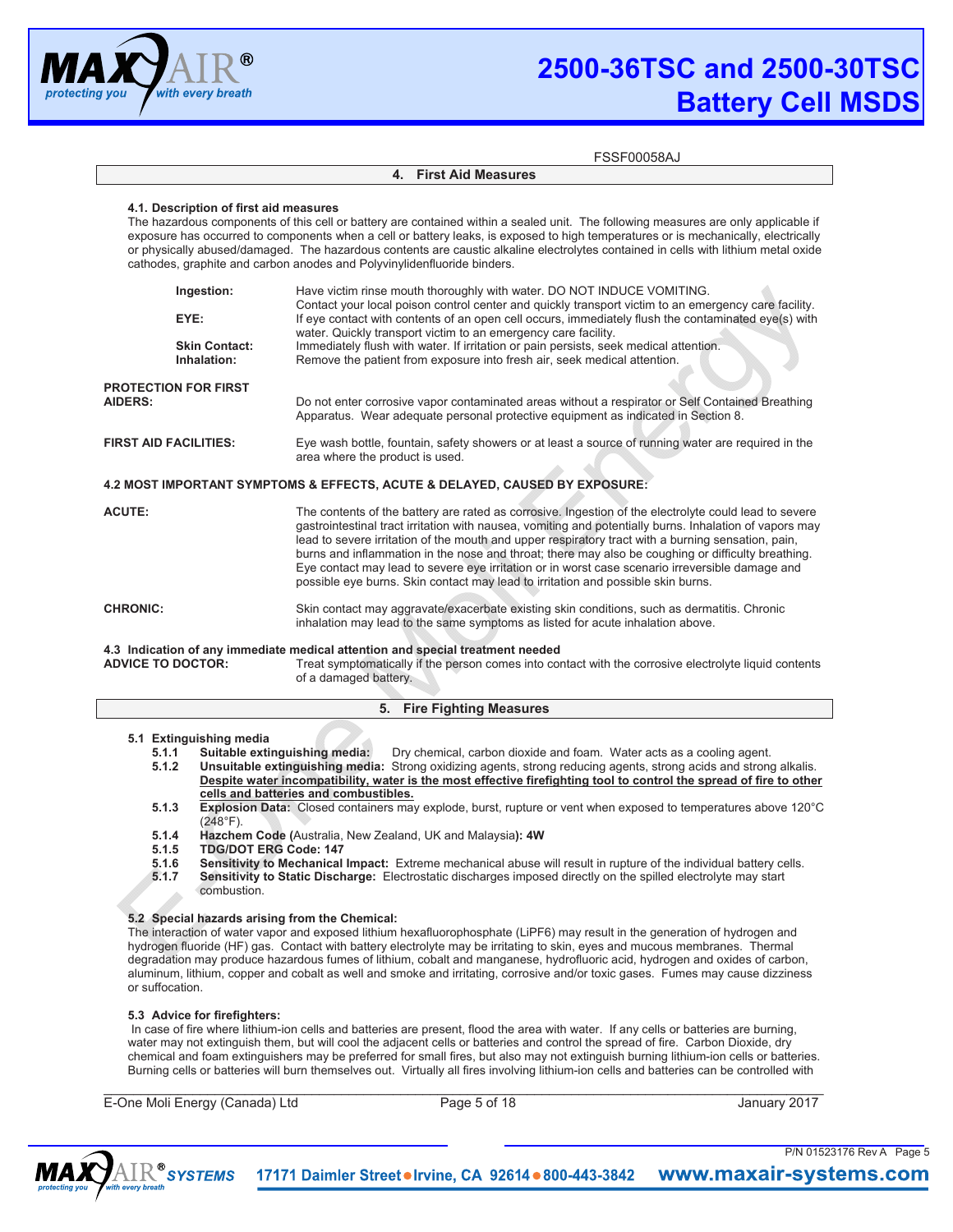FSSF00058AJ

## 4. First Aid Measures

### 4.1. Description of first aid measures

The hazardous components of this cell or battery are contained within a sealed unit. The following measures are only applicable if exposure has occurred to components when a cell or battery leaks, is exposed to high temperatures or is mechanically, electrically or physically abused/damaged. The hazardous contents are caustic alkaline electrolytes contained in cells with lithium metal oxide cathodes, graphite and carbon anodes and Polyvinylidenfluoride binders.

**Ingestion:** Have victim rinse mouth thoroughly with water. DO NOT INDUCE VOMITING. Contact your local poison control center and quickly transport victim to an emergency care facility.

**EYE:** If eye contact with contents of an open cell occurs, immediately flush the contaminated eye(s) with water. Quickly transport victim to an emergency care facility.

**Skin Contact:** Immediately flush with water. If irritation or pain persists, seek medical attention.

**Inhalation:** Remove the patient from exposure into fresh air, seek medical attention.

**PROTECTION FOR FIRST AIDERS:** Do not enter corrosive vapor contaminated areas without a respirator or Self Contained Breathing Apparatus. Wear adequate personal protective equipment as indicated in Section 8.

**FIRST AID FACILITIES:** Eye wash bottle, fountain, safety showers or at least a source of running water are required in the area where the product is used.

### 4.2 MOST IMPORTANT SYMPTOMS & EFFECTS, ACUTE & DELAYED, CAUSED BY EXPOSURE:

**ACUTE:** The contents of the battery are rated as corrosive. Ingestion of the electrolyte could lead to severe gastrointestinal tract irritation with nausea, vomiting and potentially burns. Inhalation of vapors may lead to severe irritation of the mouth and upper respiratory tract with a burning sensation, pain, burns and inflammation in the nose and throat; there may also be coughing or difficulty breathing. Eye contact may lead to severe eye irritation or in worst case scenario irreversible damage and possible eye burns. Skin contact may lead to irritation and possible skin burns.

**CHRONIC:** Skin contact may aggravate/exacerbate existing skin conditions, such as dermatitis. Chronic inhalation may lead to the same symptoms as listed for acute inhalation above.

### 4.3 Indication of any immediate medical attention and special treatment needed

**ADVICE TO DOCTOR:** Treat symptomatically if the person comes into contact with the corrosive electrolyte liquid contents of a damaged battery.

## 5. Fire Fighting Measures

### 5.1 Extinguishing media

- **5.1.1 Suitable extinguishing media:** Dry chemical, carbon dioxide and foam. Water acts as a cooling agent.
- **5.1.2 Unsuitable extinguishing media:** Strong oxidizing agents, strong reducing agents, strong acids and strong alkalis. **Despite water incompatibility, water is the most effective firefighting tool to control the spread of fire to other cells and batteries and combustibles.**
- **5.1.3 Explosion Data:** Closed containers may explode, burst, rupture or vent when exposed to temperatures above 120°C (248°F).
- **5.1.4 Hazchem Code (**Australia, New Zealand, UK and Malaysia**): 4W**
- **5.1.5 TDG/DOT ERG Code: 147**
- **5.1.6 Sensitivity to Mechanical Impact:** Extreme mechanical abuse will result in rupture of the individual battery cells.
- **5.1.7 Sensitivity to Static Discharge:** Electrostatic discharges imposed directly on the spilled electrolyte may start combustion.

### 5.2 Special hazards arising from the Chemical:

The interaction of water vapor and exposed lithium hexafluorophosphate ($LiPF_6$) may result in the generation of hydrogen and hydrogen fluoride (HF) gas. Contact with battery electrolyte may be irritating to skin, eyes and mucous membranes. Thermal degradation may produce hazardous fumes of lithium, cobalt and manganese, hydrofluoric acid, hydrogen and oxides of carbon, aluminum, lithium, copper and cobalt as well and smoke and irritating, corrosive and/or toxic gases. Fumes may cause dizziness or suffocation.

### 5.3 Advice for firefighters:

In case of fire where lithium-ion cells and batteries are present, flood the area with water. If any cells or batteries are burning, water may not extinguish them, but will cool the adjacent cells or batteries and control the spread of fire. Carbon Dioxide, dry chemical and foam extinguishers may be preferred for small fires, but also may not extinguish burning lithium-ion cells or batteries. Burning cells or batteries will burn themselves out. Virtually all fires involving lithium-ion cells and batteries can be controlled with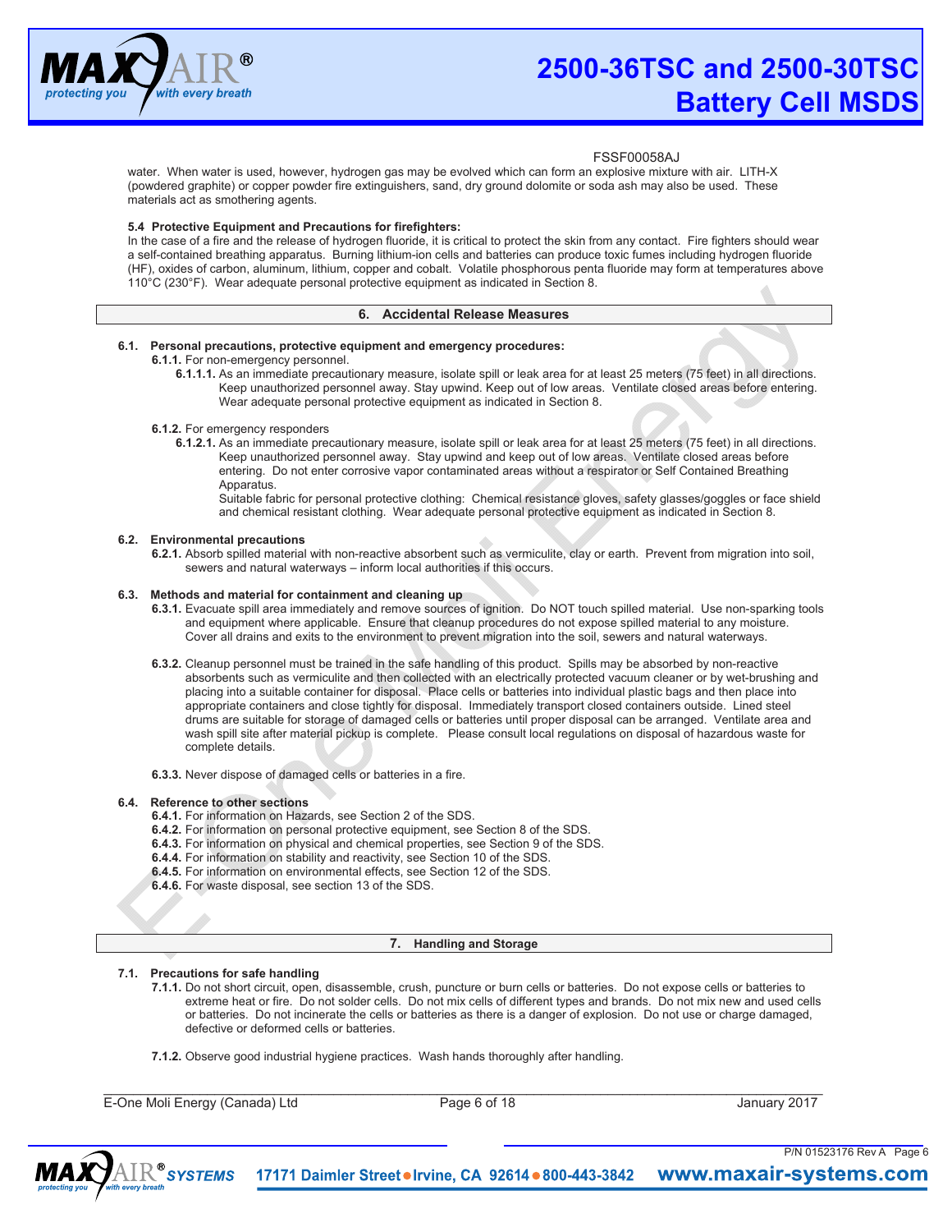FSSF00058AJ

water. When water is used, however, hydrogen gas may be evolved which can form an explosive mixture with air. LITH-X (powdered graphite) or copper powder fire extinguishers, sand, dry ground dolomite or soda ash may also be used. These materials act as smothering agents.

**5.4 Protective Equipment and Precautions for firefighters:**

In the case of a fire and the release of hydrogen fluoride, it is critical to protect the skin from any contact. Fire fighters should wear a self-contained breathing apparatus. Burning lithium-ion cells and batteries can produce toxic fumes including hydrogen fluoride (HF), oxides of carbon, aluminum, lithium, copper and cobalt. Volatile phosphorous penta fluoride may form at temperatures above 110°C (230°F). Wear adequate personal protective equipment as indicated in Section 8.

## 6. Accidental Release Measures

**6.1. Personal precautions, protective equipment and emergency procedures:**

**6.1.1.** For non-emergency personnel.

**6.1.1.1.** As an immediate precautionary measure, isolate spill or leak area for at least 25 meters (75 feet) in all directions. Keep unauthorized personnel away. Stay upwind. Keep out of low areas. Ventilate closed areas before entering. Wear adequate personal protective equipment as indicated in Section 8.

**6.1.2.** For emergency responders

**6.1.2.1.** As an immediate precautionary measure, isolate spill or leak area for at least 25 meters (75 feet) in all directions. Keep unauthorized personnel away. Stay upwind and keep out of low areas. Ventilate closed areas before entering. Do not enter corrosive vapor contaminated areas without a respirator or Self Contained Breathing Apparatus.

Suitable fabric for personal protective clothing: Chemical resistance gloves, safety glasses/goggles or face shield and chemical resistant clothing. Wear adequate personal protective equipment as indicated in Section 8.

**6.2. Environmental precautions**

**6.2.1.** Absorb spilled material with non-reactive absorbent such as vermiculite, clay or earth. Prevent from migration into soil, sewers and natural waterways – inform local authorities if this occurs.

**6.3. Methods and material for containment and cleaning up**

**6.3.1.** Evacuate spill area immediately and remove sources of ignition. Do NOT touch spilled material. Use non-sparking tools and equipment where applicable. Ensure that cleanup procedures do not expose spilled material to any moisture. Cover all drains and exits to the environment to prevent migration into the soil, sewers and natural waterways.

**6.3.2.** Cleanup personnel must be trained in the safe handling of this product. Spills may be absorbed by non-reactive absorbents such as vermiculite and then collected with an electrically protected vacuum cleaner or by wet-brushing and placing into a suitable container for disposal. Place cells or batteries into individual plastic bags and then place into appropriate containers and close tightly for disposal. Immediately transport closed containers outside. Lined steel drums are suitable for storage of damaged cells or batteries until proper disposal can be arranged. Ventilate area and wash spill site after material pickup is complete. Please consult local regulations on disposal of hazardous waste for complete details.

**6.3.3.** Never dispose of damaged cells or batteries in a fire.

**6.4. Reference to other sections**

**6.4.1.** For information on Hazards, see Section 2 of the SDS.
**6.4.2.** For information on personal protective equipment, see Section 8 of the SDS.
**6.4.3.** For information on physical and chemical properties, see Section 9 of the SDS.
**6.4.4.** For information on stability and reactivity, see Section 10 of the SDS.
**6.4.5.** For information on environmental effects, see Section 12 of the SDS.
**6.4.6.** For waste disposal, see section 13 of the SDS.

## 7. Handling and Storage

**7.1. Precautions for safe handling**

**7.1.1.** Do not short circuit, open, disassemble, crush, puncture or burn cells or batteries. Do not expose cells or batteries to extreme heat or fire. Do not solder cells. Do not mix cells of different types and brands. Do not mix new and used cells or batteries. Do not incinerate the cells or batteries as there is a danger of explosion. Do not use or charge damaged, defective or deformed cells or batteries.

**7.1.2.** Observe good industrial hygiene practices. Wash hands thoroughly after handling.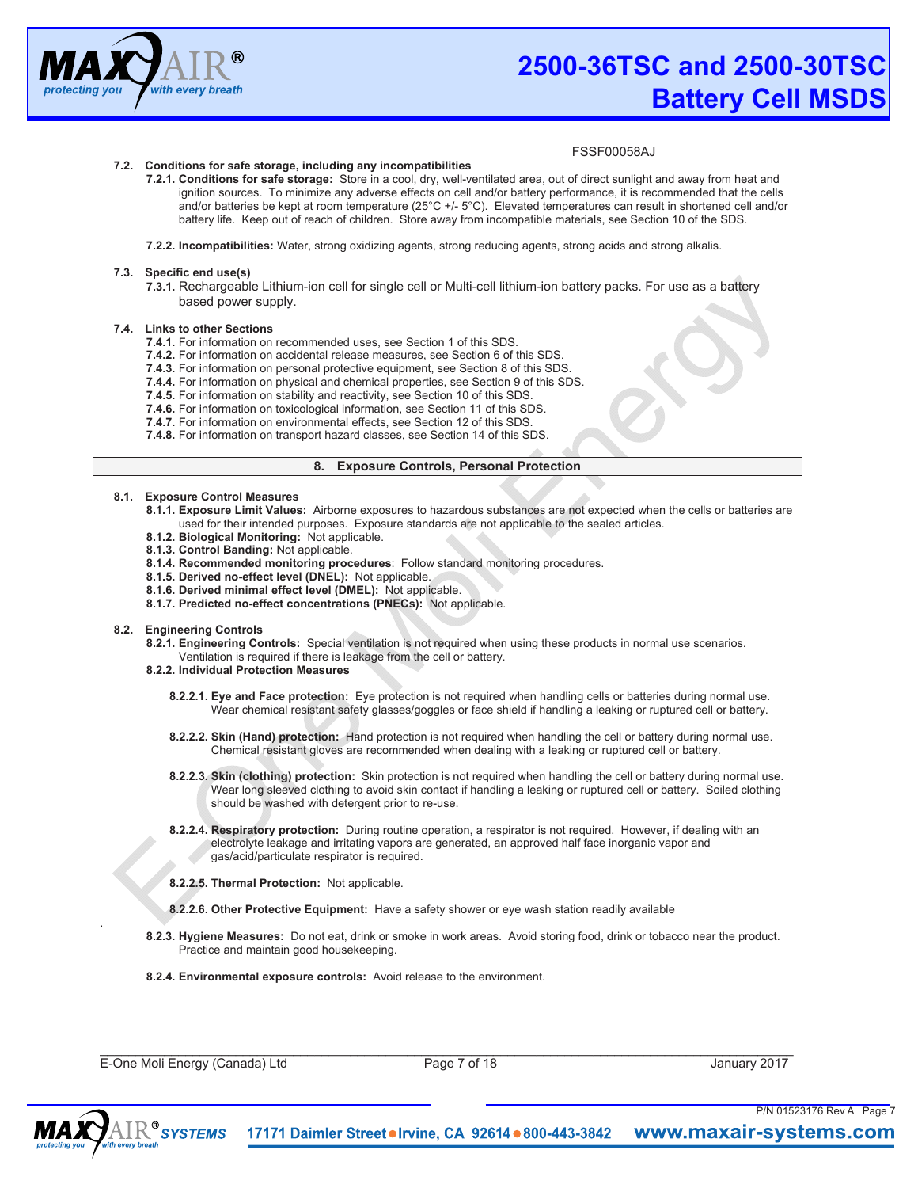FSSF00058AJ

**7.2. Conditions for safe storage, including any incompatibilities**

**7.2.1. Conditions for safe storage:** Store in a cool, dry, well-ventilated area, out of direct sunlight and away from heat and ignition sources. To minimize any adverse effects on cell and/or battery performance, it is recommended that the cells and/or batteries be kept at room temperature (25°C +/- 5°C). Elevated temperatures can result in shortened cell and/or battery life. Keep out of reach of children. Store away from incompatible materials, see Section 10 of the SDS.

**7.2.2. Incompatibilities:** Water, strong oxidizing agents, strong reducing agents, strong acids and strong alkalis.

**7.3. Specific end use(s)**

**7.3.1.** Rechargeable Lithium-ion cell for single cell or Multi-cell lithium-ion battery packs. For use as a battery based power supply.

**7.4. Links to other Sections**

**7.4.1.** For information on recommended uses, see Section 1 of this SDS.
**7.4.2.** For information on accidental release measures, see Section 6 of this SDS.
**7.4.3.** For information on personal protective equipment, see Section 8 of this SDS.
**7.4.4.** For information on physical and chemical properties, see Section 9 of this SDS.
**7.4.5.** For information on stability and reactivity, see Section 10 of this SDS.
**7.4.6.** For information on toxicological information, see Section 11 of this SDS.
**7.4.7.** For information on environmental effects, see Section 12 of this SDS.
**7.4.8.** For information on transport hazard classes, see Section 14 of this SDS.

## 8. Exposure Controls, Personal Protection

**8.1. Exposure Control Measures**

**8.1.1. Exposure Limit Values:** Airborne exposures to hazardous substances are not expected when the cells or batteries are used for their intended purposes. Exposure standards are not applicable to the sealed articles.
**8.1.2. Biological Monitoring:** Not applicable.
**8.1.3. Control Banding:** Not applicable.
**8.1.4. Recommended monitoring procedures**: Follow standard monitoring procedures.
**8.1.5. Derived no-effect level (DNEL):** Not applicable.
**8.1.6. Derived minimal effect level (DMEL):** Not applicable.
**8.1.7. Predicted no-effect concentrations (PNECs):** Not applicable.

**8.2. Engineering Controls**

**8.2.1. Engineering Controls:** Special ventilation is not required when using these products in normal use scenarios. Ventilation is required if there is leakage from the cell or battery.

**8.2.2. Individual Protection Measures**

**8.2.2.1. Eye and Face protection:** Eye protection is not required when handling cells or batteries during normal use. Wear chemical resistant safety glasses/goggles or face shield if handling a leaking or ruptured cell or battery.

**8.2.2.2. Skin (Hand) protection:** Hand protection is not required when handling the cell or battery during normal use. Chemical resistant gloves are recommended when dealing with a leaking or ruptured cell or battery.

**8.2.2.3. Skin (clothing) protection:** Skin protection is not required when handling the cell or battery during normal use. Wear long sleeved clothing to avoid skin contact if handling a leaking or ruptured cell or battery. Soiled clothing should be washed with detergent prior to re-use.

**8.2.2.4. Respiratory protection:** During routine operation, a respirator is not required. However, if dealing with an electrolyte leakage and irritating vapors are generated, an approved half face inorganic vapor and gas/acid/particulate respirator is required.

**8.2.2.5. Thermal Protection:** Not applicable.

**8.2.2.6. Other Protective Equipment:** Have a safety shower or eye wash station readily available

**8.2.3. Hygiene Measures:** Do not eat, drink or smoke in work areas. Avoid storing food, drink or tobacco near the product. Practice and maintain good housekeeping.

**8.2.4. Environmental exposure controls:** Avoid release to the environment.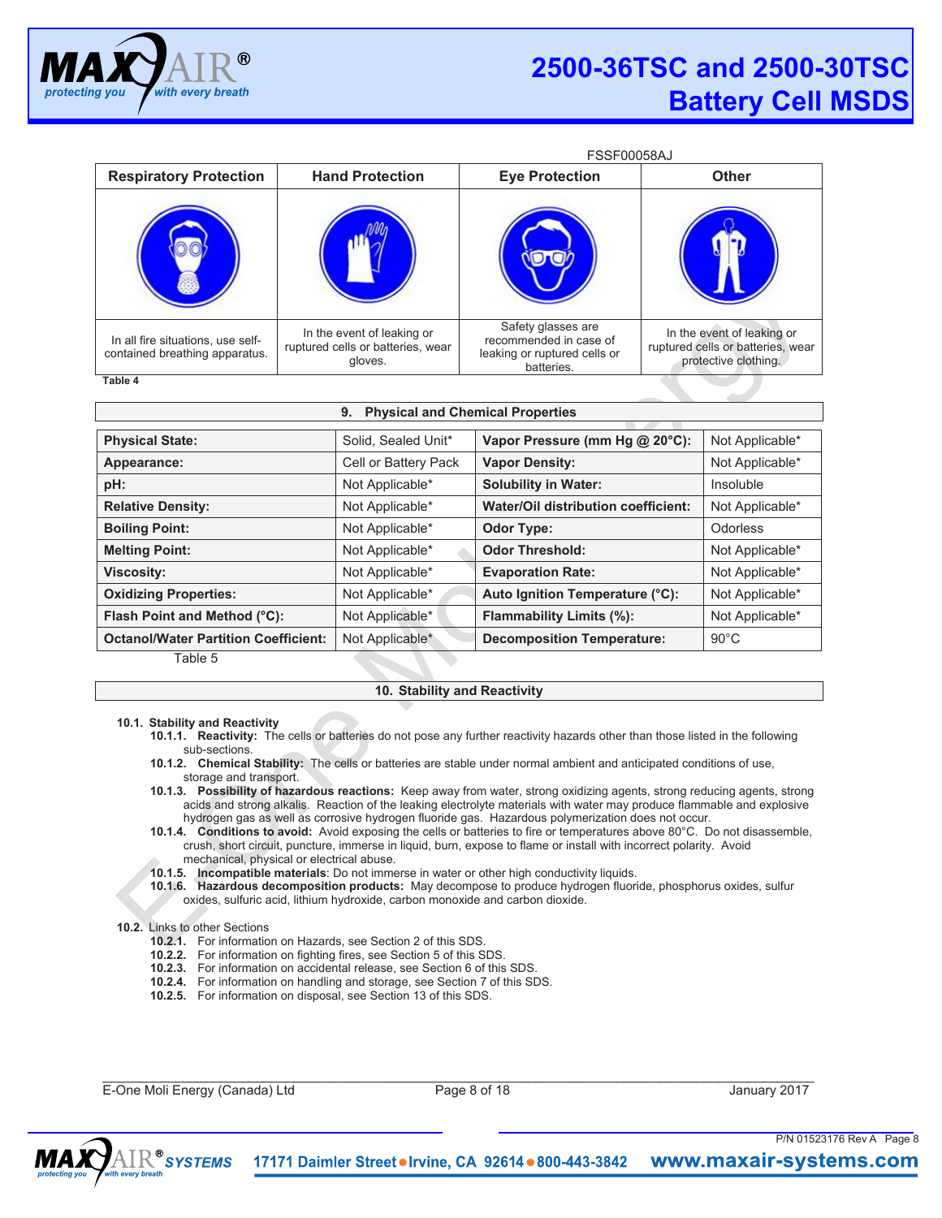FSSF00058AJ

| Respiratory Protection | Hand Protection | Eye Protection | Other |
|---|---|---|---|
| In all fire situations, use self-contained breathing apparatus. | In the event of leaking or ruptured cells or batteries, wear gloves. | Safety glasses are recommended in case of leaking or ruptured cells or batteries. | In the event of leaking or ruptured cells or batteries, wear protective clothing. |

Table 4

## 9. Physical and Chemical Properties

| | | | |
|---|---|---|---|
| **Physical State:** | Solid, Sealed Unit* | **Vapor Pressure (mm Hg @ 20°C):** | Not Applicable* |
| **Appearance:** | Cell or Battery Pack | **Vapor Density:** | Not Applicable* |
| **pH:** | Not Applicable* | **Solubility in Water:** | Insoluble |
| **Relative Density:** | Not Applicable* | **Water/Oil distribution coefficient:** | Not Applicable* |
| **Boiling Point:** | Not Applicable* | **Odor Type:** | Odorless |
| **Melting Point:** | Not Applicable* | **Odor Threshold:** | Not Applicable* |
| **Viscosity:** | Not Applicable* | **Evaporation Rate:** | Not Applicable* |
| **Oxidizing Properties:** | Not Applicable* | **Auto Ignition Temperature (°C):** | Not Applicable* |
| **Flash Point and Method (°C):** | Not Applicable* | **Flammability Limits (%):** | Not Applicable* |
| **Octanol/Water Partition Coefficient:** | Not Applicable* | **Decomposition Temperature:** | 90°C |

Table 5

## 10. Stability and Reactivity

**10.1. Stability and Reactivity**

- **10.1.1. Reactivity:** The cells or batteries do not pose any further reactivity hazards other than those listed in the following sub-sections.
- **10.1.2. Chemical Stability:** The cells or batteries are stable under normal ambient and anticipated conditions of use, storage and transport.
- **10.1.3. Possibility of hazardous reactions:** Keep away from water, strong oxidizing agents, strong reducing agents, strong acids and strong alkalis. Reaction of the leaking electrolyte materials with water may produce flammable and explosive hydrogen gas as well as corrosive hydrogen fluoride gas. Hazardous polymerization does not occur.
- **10.1.4. Conditions to avoid:** Avoid exposing the cells or batteries to fire or temperatures above 80°C. Do not disassemble, crush, short circuit, puncture, immerse in liquid, burn, expose to flame or install with incorrect polarity. Avoid mechanical, physical or electrical abuse.
- **10.1.5. Incompatible materials**: Do not immerse in water or other high conductivity liquids.
- **10.1.6. Hazardous decomposition products:** May decompose to produce hydrogen fluoride, phosphorus oxides, sulfur oxides, sulfuric acid, lithium hydroxide, carbon monoxide and carbon dioxide.

**10.2.** Links to other Sections

- **10.2.1.** For information on Hazards, see Section 2 of this SDS.
- **10.2.2.** For information on fighting fires, see Section 5 of this SDS.
- **10.2.3.** For information on accidental release, see Section 6 of this SDS.
- **10.2.4.** For information on handling and storage, see Section 7 of this SDS.
- **10.2.5.** For information on disposal, see Section 13 of this SDS.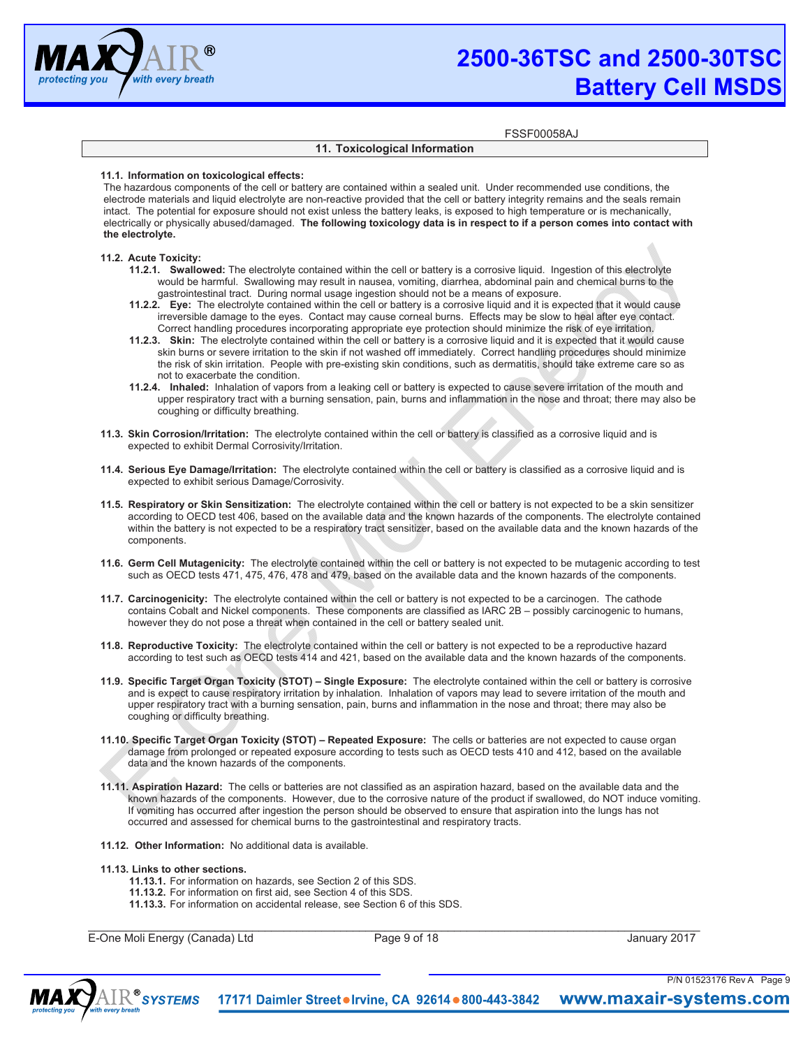FSSF00058AJ

## 11. Toxicological Information

**11.1. Information on toxicological effects:**

The hazardous components of the cell or battery are contained within a sealed unit. Under recommended use conditions, the electrode materials and liquid electrolyte are non-reactive provided that the cell or battery integrity remains and the seals remain intact. The potential for exposure should not exist unless the battery leaks, is exposed to high temperature or is mechanically, electrically or physically abused/damaged. **The following toxicology data is in respect to if a person comes into contact with the electrolyte.**

**11.2. Acute Toxicity:**

- **11.2.1. Swallowed:** The electrolyte contained within the cell or battery is a corrosive liquid. Ingestion of this electrolyte would be harmful. Swallowing may result in nausea, vomiting, diarrhea, abdominal pain and chemical burns to the gastrointestinal tract. During normal usage ingestion should not be a means of exposure.
- **11.2.2. Eye:** The electrolyte contained within the cell or battery is a corrosive liquid and it is expected that it would cause irreversible damage to the eyes. Contact may cause corneal burns. Effects may be slow to heal after eye contact. Correct handling procedures incorporating appropriate eye protection should minimize the risk of eye irritation.
- **11.2.3. Skin:** The electrolyte contained within the cell or battery is a corrosive liquid and it is expected that it would cause skin burns or severe irritation to the skin if not washed off immediately. Correct handling procedures should minimize the risk of skin irritation. People with pre-existing skin conditions, such as dermatitis, should take extreme care so as not to exacerbate the condition.
- **11.2.4. Inhaled:** Inhalation of vapors from a leaking cell or battery is expected to cause severe irritation of the mouth and upper respiratory tract with a burning sensation, pain, burns and inflammation in the nose and throat; there may also be coughing or difficulty breathing.

**11.3. Skin Corrosion/Irritation:** The electrolyte contained within the cell or battery is classified as a corrosive liquid and is expected to exhibit Dermal Corrosivity/Irritation.

**11.4. Serious Eye Damage/Irritation:** The electrolyte contained within the cell or battery is classified as a corrosive liquid and is expected to exhibit serious Damage/Corrosivity.

**11.5. Respiratory or Skin Sensitization:** The electrolyte contained within the cell or battery is not expected to be a skin sensitizer according to OECD test 406, based on the available data and the known hazards of the components. The electrolyte contained within the battery is not expected to be a respiratory tract sensitizer, based on the available data and the known hazards of the components.

**11.6. Germ Cell Mutagenicity:** The electrolyte contained within the cell or battery is not expected to be mutagenic according to test such as OECD tests 471, 475, 476, 478 and 479, based on the available data and the known hazards of the components.

**11.7. Carcinogenicity:** The electrolyte contained within the cell or battery is not expected to be a carcinogen. The cathode contains Cobalt and Nickel components. These components are classified as IARC 2B – possibly carcinogenic to humans, however they do not pose a threat when contained in the cell or battery sealed unit.

**11.8. Reproductive Toxicity:** The electrolyte contained within the cell or battery is not expected to be a reproductive hazard according to test such as OECD tests 414 and 421, based on the available data and the known hazards of the components.

**11.9. Specific Target Organ Toxicity (STOT) – Single Exposure:** The electrolyte contained within the cell or battery is corrosive and is expect to cause respiratory irritation by inhalation. Inhalation of vapors may lead to severe irritation of the mouth and upper respiratory tract with a burning sensation, pain, burns and inflammation in the nose and throat; there may also be coughing or difficulty breathing.

**11.10. Specific Target Organ Toxicity (STOT) – Repeated Exposure:** The cells or batteries are not expected to cause organ damage from prolonged or repeated exposure according to tests such as OECD tests 410 and 412, based on the available data and the known hazards of the components.

**11.11. Aspiration Hazard:** The cells or batteries are not classified as an aspiration hazard, based on the available data and the known hazards of the components. However, due to the corrosive nature of the product if swallowed, do NOT induce vomiting. If vomiting has occurred after ingestion the person should be observed to ensure that aspiration into the lungs has not occurred and assessed for chemical burns to the gastrointestinal and respiratory tracts.

**11.12. Other Information:** No additional data is available.

**11.13. Links to other sections.**

- **11.13.1.** For information on hazards, see Section 2 of this SDS.
- **11.13.2.** For information on first aid, see Section 4 of this SDS.
- **11.13.3.** For information on accidental release, see Section 6 of this SDS.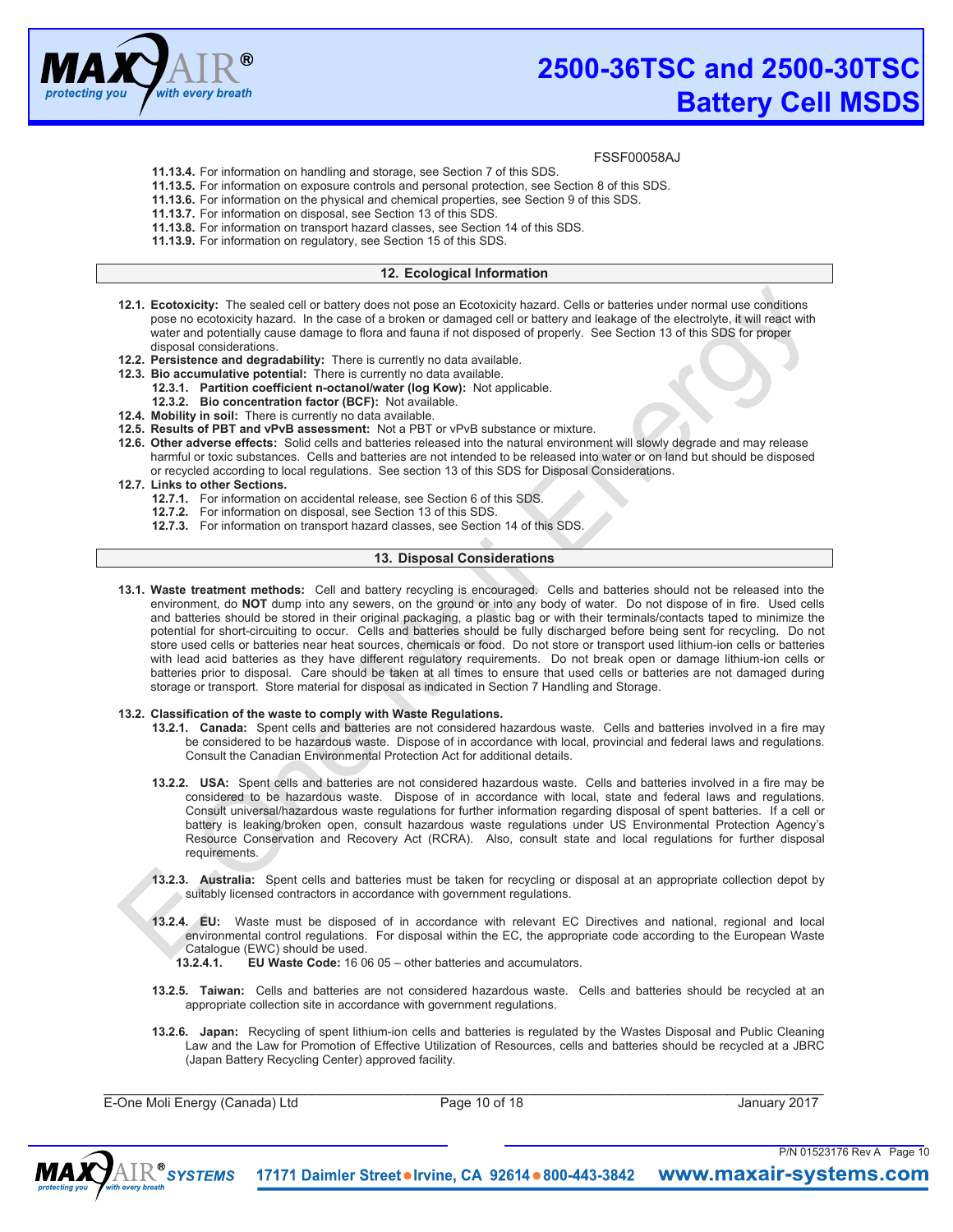FSSF00058AJ

- **11.13.4.** For information on handling and storage, see Section 7 of this SDS.
- **11.13.5.** For information on exposure controls and personal protection, see Section 8 of this SDS.
- **11.13.6.** For information on the physical and chemical properties, see Section 9 of this SDS.
- **11.13.7.** For information on disposal, see Section 13 of this SDS.
- **11.13.8.** For information on transport hazard classes, see Section 14 of this SDS.
- **11.13.9.** For information on regulatory, see Section 15 of this SDS.

## 12. Ecological Information

**12.1. Ecotoxicity:** The sealed cell or battery does not pose an Ecotoxicity hazard. Cells or batteries under normal use conditions pose no ecotoxicity hazard. In the case of a broken or damaged cell or battery and leakage of the electrolyte, it will react with water and potentially cause damage to flora and fauna if not disposed of properly. See Section 13 of this SDS for proper disposal considerations.

**12.2. Persistence and degradability:** There is currently no data available.

**12.3. Bio accumulative potential:** There is currently no data available.

- **12.3.1. Partition coefficient n-octanol/water (log Kow):** Not applicable.
- **12.3.2. Bio concentration factor (BCF):** Not available.

**12.4. Mobility in soil:** There is currently no data available.

**12.5. Results of PBT and vPvB assessment:** Not a PBT or vPvB substance or mixture.

**12.6. Other adverse effects:** Solid cells and batteries released into the natural environment will slowly degrade and may release harmful or toxic substances. Cells and batteries are not intended to be released into water or on land but should be disposed or recycled according to local regulations. See section 13 of this SDS for Disposal Considerations.

**12.7. Links to other Sections.**

- **12.7.1.** For information on accidental release, see Section 6 of this SDS.
- **12.7.2.** For information on disposal, see Section 13 of this SDS.
- **12.7.3.** For information on transport hazard classes, see Section 14 of this SDS.

## 13. Disposal Considerations

**13.1. Waste treatment methods:** Cell and battery recycling is encouraged. Cells and batteries should not be released into the environment, do **NOT** dump into any sewers, on the ground or into any body of water. Do not dispose of in fire. Used cells and batteries should be stored in their original packaging, a plastic bag or with their terminals/contacts taped to minimize the potential for short-circuiting to occur. Cells and batteries should be fully discharged before being sent for recycling. Do not store used cells or batteries near heat sources, chemicals or food. Do not store or transport used lithium-ion cells or batteries with lead acid batteries as they have different regulatory requirements. Do not break open or damage lithium-ion cells or batteries prior to disposal. Care should be taken at all times to ensure that used cells or batteries are not damaged during storage or transport. Store material for disposal as indicated in Section 7 Handling and Storage.

**13.2. Classification of the waste to comply with Waste Regulations.**

**13.2.1. Canada:** Spent cells and batteries are not considered hazardous waste. Cells and batteries involved in a fire may be considered to be hazardous waste. Dispose of in accordance with local, provincial and federal laws and regulations. Consult the Canadian Environmental Protection Act for additional details.

**13.2.2. USA:** Spent cells and batteries are not considered hazardous waste. Cells and batteries involved in a fire may be considered to be hazardous waste. Dispose of in accordance with local, state and federal laws and regulations. Consult universal/hazardous waste regulations for further information regarding disposal of spent batteries. If a cell or battery is leaking/broken open, consult hazardous waste regulations under US Environmental Protection Agency's Resource Conservation and Recovery Act (RCRA). Also, consult state and local regulations for further disposal requirements.

**13.2.3. Australia:** Spent cells and batteries must be taken for recycling or disposal at an appropriate collection depot by suitably licensed contractors in accordance with government regulations.

**13.2.4. EU:** Waste must be disposed of in accordance with relevant EC Directives and national, regional and local environmental control regulations. For disposal within the EC, the appropriate code according to the European Waste Catalogue (EWC) should be used.

**13.2.4.1. EU Waste Code:** 16 06 05 – other batteries and accumulators.

**13.2.5. Taiwan:** Cells and batteries are not considered hazardous waste. Cells and batteries should be recycled at an appropriate collection site in accordance with government regulations.

**13.2.6. Japan:** Recycling of spent lithium-ion cells and batteries is regulated by the Wastes Disposal and Public Cleaning Law and the Law for Promotion of Effective Utilization of Resources, cells and batteries should be recycled at a JBRC (Japan Battery Recycling Center) approved facility.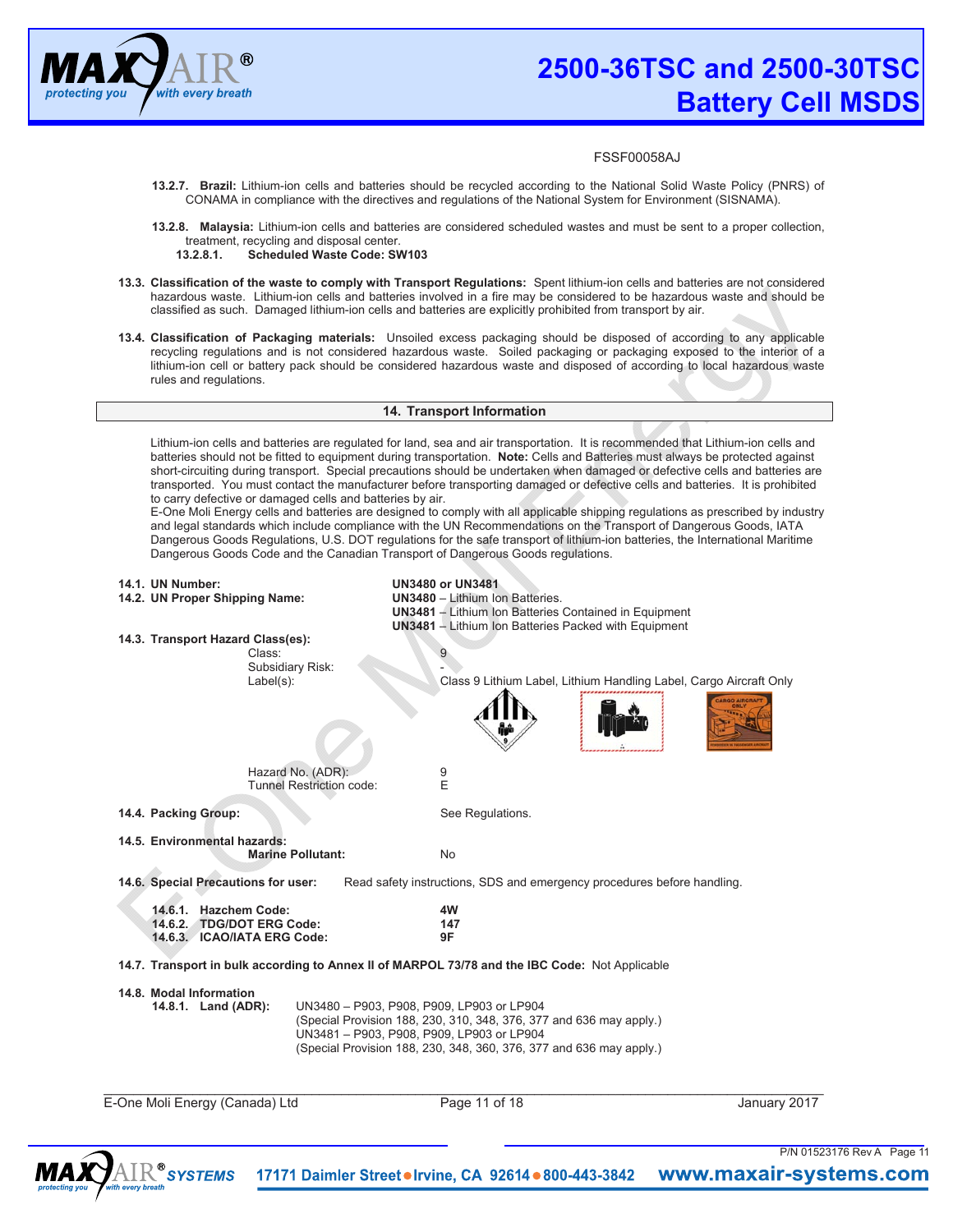FSSF00058AJ

**13.2.7. Brazil:** Lithium-ion cells and batteries should be recycled according to the National Solid Waste Policy (PNRS) of CONAMA in compliance with the directives and regulations of the National System for Environment (SISNAMA).

**13.2.8. Malaysia:** Lithium-ion cells and batteries are considered scheduled wastes and must be sent to a proper collection, treatment, recycling and disposal center.

**13.2.8.1. Scheduled Waste Code: SW103**

**13.3. Classification of the waste to comply with Transport Regulations:** Spent lithium-ion cells and batteries are not considered hazardous waste. Lithium-ion cells and batteries involved in a fire may be considered to be hazardous waste and should be classified as such. Damaged lithium-ion cells and batteries are explicitly prohibited from transport by air.

**13.4. Classification of Packaging materials:** Unsoiled excess packaging should be disposed of according to any applicable recycling regulations and is not considered hazardous waste. Soiled packaging or packaging exposed to the interior of a lithium-ion cell or battery pack should be considered hazardous waste and disposed of according to local hazardous waste rules and regulations.

## 14. Transport Information

Lithium-ion cells and batteries are regulated for land, sea and air transportation. It is recommended that Lithium-ion cells and batteries should not be fitted to equipment during transportation. **Note:** Cells and Batteries must always be protected against short-circuiting during transport. Special precautions should be undertaken when damaged or defective cells and batteries are transported. You must contact the manufacturer before transporting damaged or defective cells and batteries. It is prohibited to carry defective or damaged cells and batteries by air.

E-One Moli Energy cells and batteries are designed to comply with all applicable shipping regulations as prescribed by industry and legal standards which include compliance with the UN Recommendations on the Transport of Dangerous Goods, IATA Dangerous Goods Regulations, U.S. DOT regulations for the safe transport of lithium-ion batteries, the International Maritime Dangerous Goods Code and the Canadian Transport of Dangerous Goods regulations.

**14.1. UN Number:** **UN3480 or UN3481**

**14.2. UN Proper Shipping Name:**
- **UN3480** – Lithium Ion Batteries.
- **UN3481** – Lithium Ion Batteries Contained in Equipment
- **UN3481** – Lithium Ion Batteries Packed with Equipment

**14.3. Transport Hazard Class(es):**
- Class: 9
- Subsidiary Risk: -
- Label(s): Class 9 Lithium Label, Lithium Handling Label, Cargo Aircraft Only
- Hazard No. (ADR): 9
- Tunnel Restriction code: E

**14.4. Packing Group:** See Regulations.

**14.5. Environmental hazards:**
- **Marine Pollutant:** No

**14.6. Special Precautions for user:** Read safety instructions, SDS and emergency procedures before handling.

- **14.6.1. Hazchem Code:** **4W**
- **14.6.2. TDG/DOT ERG Code:** **147**
- **14.6.3. ICAO/IATA ERG Code:** **9F**

**14.7. Transport in bulk according to Annex II of MARPOL 73/78 and the IBC Code:** Not Applicable

**14.8. Modal Information**

**14.8.1. Land (ADR):**
UN3480 – P903, P908, P909, LP903 or LP904
(Special Provision 188, 230, 310, 348, 376, 377 and 636 may apply.)
UN3481 – P903, P908, P909, LP903 or LP904
(Special Provision 188, 230, 348, 360, 376, 377 and 636 may apply.)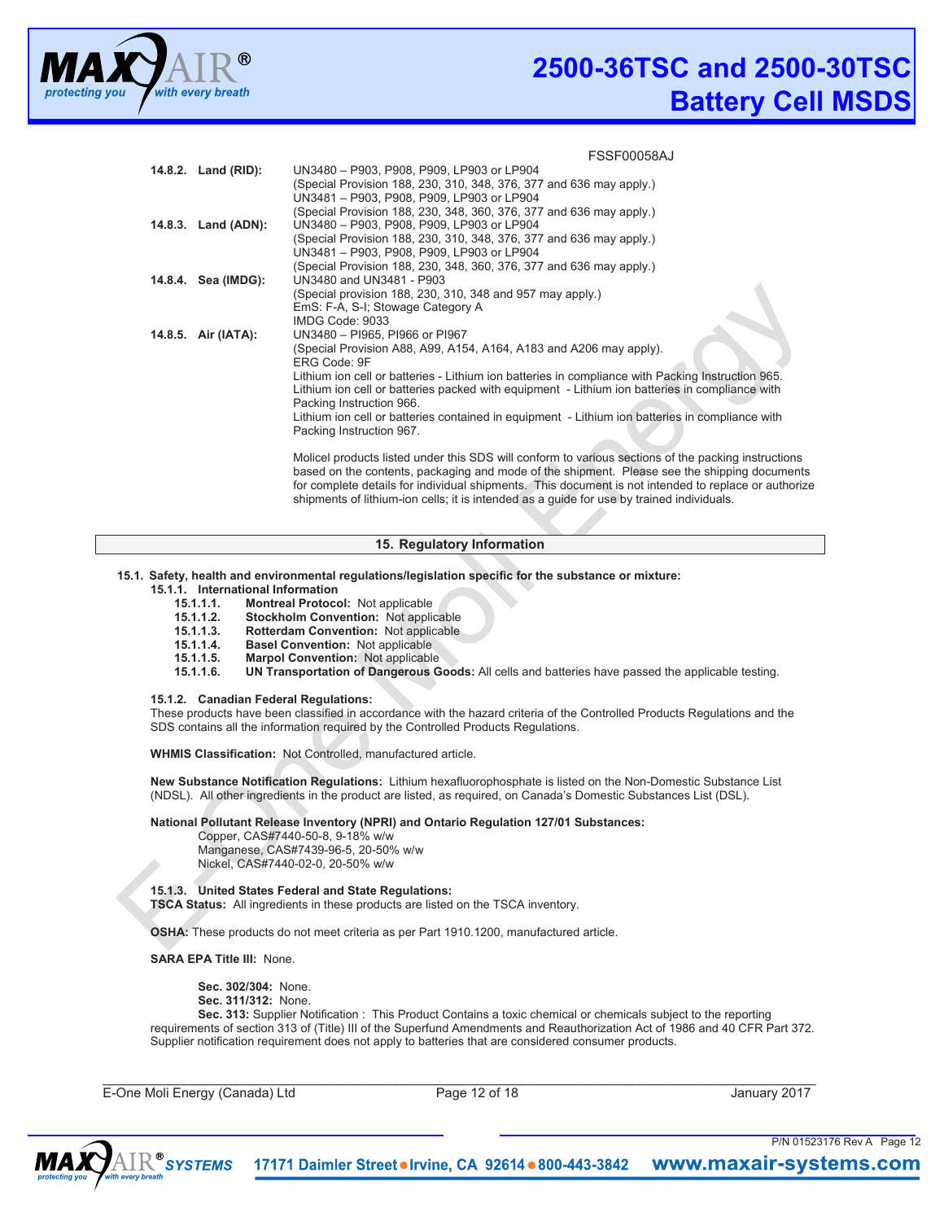FSSF00058AJ

**14.8.2. Land (RID):** UN3480 – P903, P908, P909, LP903 or LP904
(Special Provision 188, 230, 310, 348, 376, 377 and 636 may apply.)
UN3481 – P903, P908, P909, LP903 or LP904
(Special Provision 188, 230, 348, 360, 376, 377 and 636 may apply.)

**14.8.3. Land (ADN):** UN3480 – P903, P908, P909, LP903 or LP904
(Special Provision 188, 230, 310, 348, 376, 377 and 636 may apply.)
UN3481 – P903, P908, P909, LP903 or LP904
(Special Provision 188, 230, 348, 360, 376, 377 and 636 may apply.)

**14.8.4. Sea (IMDG):** UN3480 and UN3481 - P903
(Special provision 188, 230, 310, 348 and 957 may apply.)
EmS: F-A, S-I; Stowage Category A
IMDG Code: 9033

**14.8.5. Air (IATA):** UN3480 – PI965, PI966 or PI967
(Special Provision A88, A99, A154, A164, A183 and A206 may apply).
ERG Code: 9F
Lithium ion cell or batteries - Lithium ion batteries in compliance with Packing Instruction 965.
Lithium ion cell or batteries packed with equipment - Lithium ion batteries in compliance with Packing Instruction 966.
Lithium ion cell or batteries contained in equipment - Lithium ion batteries in compliance with Packing Instruction 967.

Molicel products listed under this SDS will conform to various sections of the packing instructions based on the contents, packaging and mode of the shipment. Please see the shipping documents for complete details for individual shipments. This document is not intended to replace or authorize shipments of lithium-ion cells; it is intended as a guide for use by trained individuals.

## 15. Regulatory Information

**15.1. Safety, health and environmental regulations/legislation specific for the substance or mixture:**

**15.1.1. International Information**

- **15.1.1.1. Montreal Protocol:** Not applicable
- **15.1.1.2. Stockholm Convention:** Not applicable
- **15.1.1.3. Rotterdam Convention:** Not applicable
- **15.1.1.4. Basel Convention:** Not applicable
- **15.1.1.5. Marpol Convention:** Not applicable
- **15.1.1.6. UN Transportation of Dangerous Goods:** All cells and batteries have passed the applicable testing.

**15.1.2. Canadian Federal Regulations:**

These products have been classified in accordance with the hazard criteria of the Controlled Products Regulations and the SDS contains all the information required by the Controlled Products Regulations.

**WHMIS Classification:** Not Controlled, manufactured article.

**New Substance Notification Regulations:** Lithium hexafluorophosphate is listed on the Non-Domestic Substance List (NDSL). All other ingredients in the product are listed, as required, on Canada's Domestic Substances List (DSL).

**National Pollutant Release Inventory (NPRI) and Ontario Regulation 127/01 Substances:**

Copper, CAS#7440-50-8, 9-18% w/w
Manganese, CAS#7439-96-5, 20-50% w/w
Nickel, CAS#7440-02-0, 20-50% w/w

**15.1.3. United States Federal and State Regulations:**

**TSCA Status:** All ingredients in these products are listed on the TSCA inventory.

**OSHA:** These products do not meet criteria as per Part 1910.1200, manufactured article.

**SARA EPA Title III:** None.

**Sec. 302/304:** None.
**Sec. 311/312:** None.
**Sec. 313:** Supplier Notification : This Product Contains a toxic chemical or chemicals subject to the reporting requirements of section 313 of (Title) III of the Superfund Amendments and Reauthorization Act of 1986 and 40 CFR Part 372. Supplier notification requirement does not apply to batteries that are considered consumer products.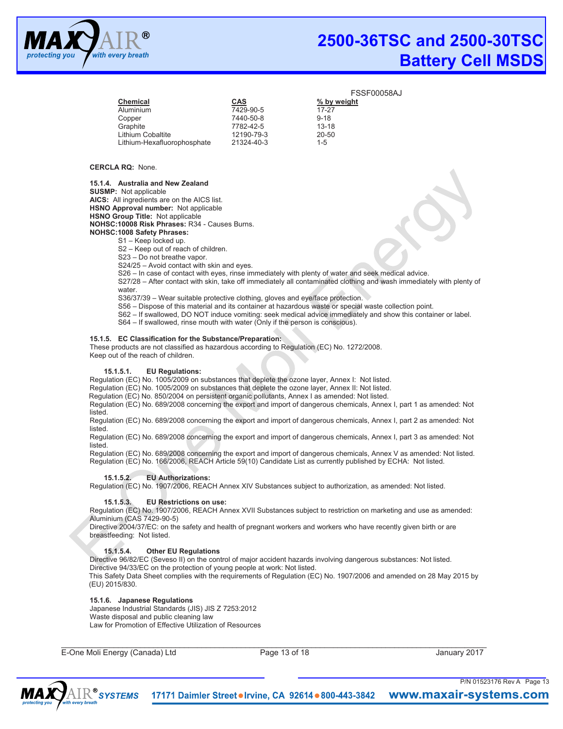FSSF00058AJ

| Chemical | CAS | % by weight |
|---|---|---|
| Aluminium | 7429-90-5 | 17-27 |
| Copper | 7440-50-8 | 9-18 |
| Graphite | 7782-42-5 | 13-18 |
| Lithium Cobaltite | 12190-79-3 | 20-50 |
| Lithium-Hexafluorophosphate | 21324-40-3 | 1-5 |

**CERCLA RQ:** None.

**15.1.4. Australia and New Zealand**
**SUSMP:** Not applicable
**AICS:** All ingredients are on the AICS list.
**HSNO Approval number:** Not applicable
**HSNO Group Title:** Not applicable
**NOHSC:10008 Risk Phrases:** R34 - Causes Burns.
**NOHSC:1008 Safety Phrases:**

- S1 – Keep locked up.
- S2 – Keep out of reach of children.
- S23 – Do not breathe vapor.
- S24/25 – Avoid contact with skin and eyes.
- S26 – In case of contact with eyes, rinse immediately with plenty of water and seek medical advice.
- S27/28 – After contact with skin, take off immediately all contaminated clothing and wash immediately with plenty of water.
- S36/37/39 – Wear suitable protective clothing, gloves and eye/face protection.
- S56 – Dispose of this material and its container at hazardous waste or special waste collection point.
- S62 – If swallowed, DO NOT induce vomiting: seek medical advice immediately and show this container or label.
- S64 – If swallowed, rinse mouth with water (Only if the person is conscious).

**15.1.5. EC Classification for the Substance/Preparation:**
These products are not classified as hazardous according to Regulation (EC) No. 1272/2008.
Keep out of the reach of children.

**15.1.5.1. EU Regulations:**
Regulation (EC) No. 1005/2009 on substances that deplete the ozone layer, Annex I: Not listed.
Regulation (EC) No. 1005/2009 on substances that deplete the ozone layer, Annex II: Not listed.
Regulation (EC) No. 850/2004 on persistent organic pollutants, Annex I as amended: Not listed.
Regulation (EC) No. 689/2008 concerning the export and import of dangerous chemicals, Annex I, part 1 as amended: Not listed.
Regulation (EC) No. 689/2008 concerning the export and import of dangerous chemicals, Annex I, part 2 as amended: Not listed.
Regulation (EC) No. 689/2008 concerning the export and import of dangerous chemicals, Annex I, part 3 as amended: Not listed.
Regulation (EC) No. 689/2008 concerning the export and import of dangerous chemicals, Annex V as amended: Not listed.
Regulation (EC) No. 166/2006, REACH Article 59(10) Candidate List as currently published by ECHA: Not listed.

**15.1.5.2. EU Authorizations:**
Regulation (EC) No. 1907/2006, REACH Annex XIV Substances subject to authorization, as amended: Not listed.

**15.1.5.3. EU Restrictions on use:**
Regulation (EC) No. 1907/2006, REACH Annex XVII Substances subject to restriction on marketing and use as amended: Aluminium (CAS 7429-90-5)
Directive 2004/37/EC: on the safety and health of pregnant workers and workers who have recently given birth or are breastfeeding: Not listed.

**15.1.5.4. Other EU Regulations**
Directive 96/82/EC (Seveso II) on the control of major accident hazards involving dangerous substances: Not listed.
Directive 94/33/EC on the protection of young people at work: Not listed.
This Safety Data Sheet complies with the requirements of Regulation (EC) No. 1907/2006 and amended on 28 May 2015 by (EU) 2015/830.

**15.1.6. Japanese Regulations**
Japanese Industrial Standards (JIS) JIS Z 7253:2012
Waste disposal and public cleaning law
Law for Promotion of Effective Utilization of Resources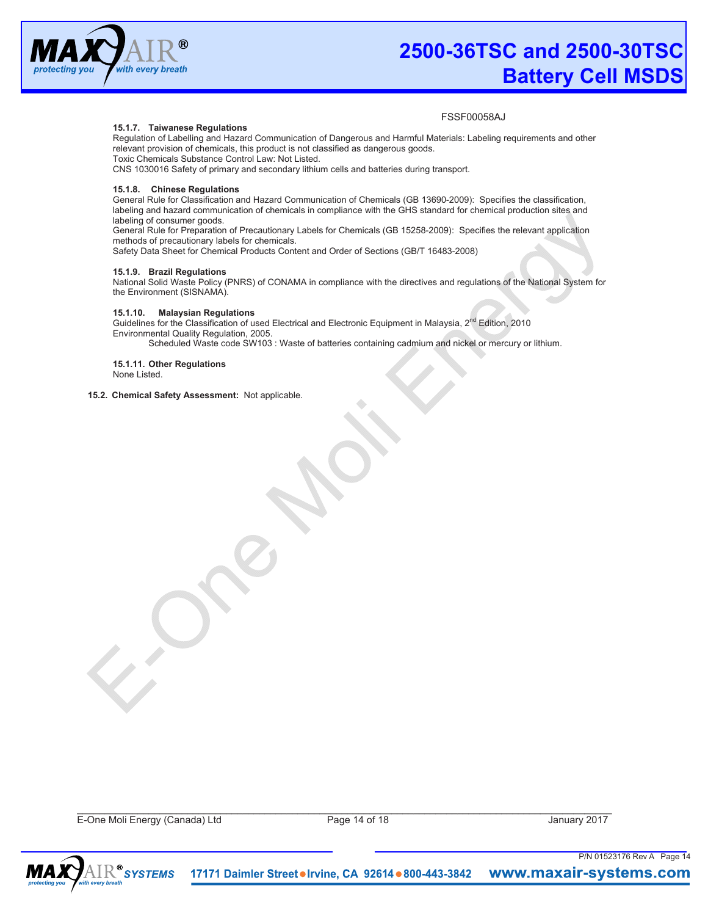FSSF00058AJ

#### 15.1.7. Taiwanese Regulations

Regulation of Labelling and Hazard Communication of Dangerous and Harmful Materials: Labeling requirements and other relevant provision of chemicals, this product is not classified as dangerous goods.
Toxic Chemicals Substance Control Law: Not Listed.
CNS 1030016 Safety of primary and secondary lithium cells and batteries during transport.

#### 15.1.8. Chinese Regulations

General Rule for Classification and Hazard Communication of Chemicals (GB 13690-2009): Specifies the classification, labeling and hazard communication of chemicals in compliance with the GHS standard for chemical production sites and labeling of consumer goods.
General Rule for Preparation of Precautionary Labels for Chemicals (GB 15258-2009): Specifies the relevant application methods of precautionary labels for chemicals.
Safety Data Sheet for Chemical Products Content and Order of Sections (GB/T 16483-2008)

#### 15.1.9. Brazil Regulations

National Solid Waste Policy (PNRS) of CONAMA in compliance with the directives and regulations of the National System for the Environment (SISNAMA).

#### 15.1.10. Malaysian Regulations

Guidelines for the Classification of used Electrical and Electronic Equipment in Malaysia, 2nd Edition, 2010
Environmental Quality Regulation, 2005.
Scheduled Waste code SW103 : Waste of batteries containing cadmium and nickel or mercury or lithium.

#### 15.1.11. Other Regulations

None Listed.

### 15.2. Chemical Safety Assessment: Not applicable.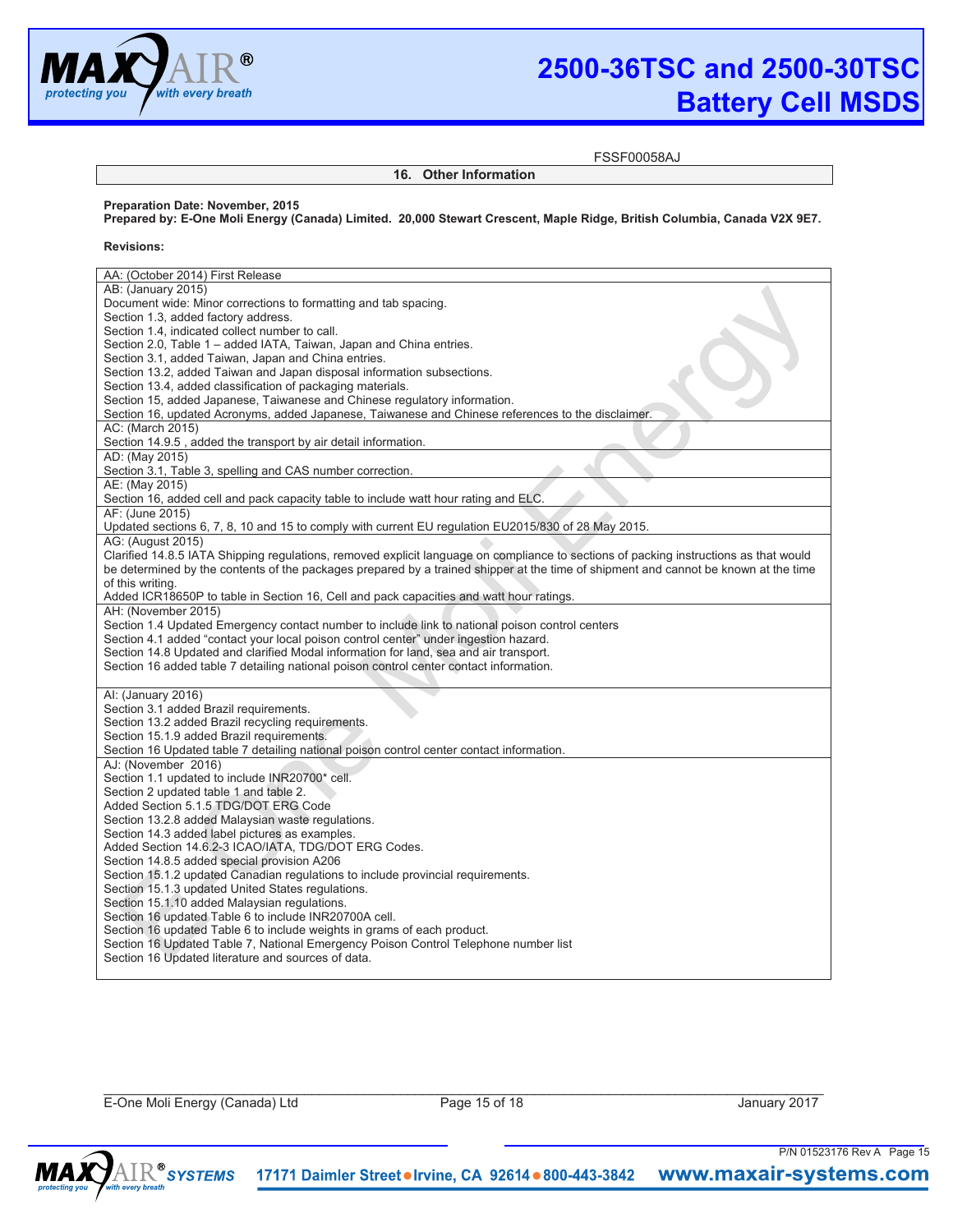FSSF00058AJ

## 16. Other Information

**Preparation Date: November, 2015**
**Prepared by: E-One Moli Energy (Canada) Limited. 20,000 Stewart Crescent, Maple Ridge, British Columbia, Canada V2X 9E7.**

**Revisions:**

| |
|---|
| AA: (October 2014) First Release |
| AB: (January 2015)<br>Document wide: Minor corrections to formatting and tab spacing.<br>Section 1.3, added factory address.<br>Section 1.4, indicated collect number to call.<br>Section 2.0, Table 1 – added IATA, Taiwan, Japan and China entries.<br>Section 3.1, added Taiwan, Japan and China entries.<br>Section 13.2, added Taiwan and Japan disposal information subsections.<br>Section 13.4, added classification of packaging materials.<br>Section 15, added Japanese, Taiwanese and Chinese regulatory information.<br>Section 16, updated Acronyms, added Japanese, Taiwanese and Chinese references to the disclaimer. |
| AC: (March 2015)<br>Section 14.9.5 , added the transport by air detail information. |
| AD: (May 2015)<br>Section 3.1, Table 3, spelling and CAS number correction. |
| AE: (May 2015)<br>Section 16, added cell and pack capacity table to include watt hour rating and ELC. |
| AF: (June 2015)<br>Updated sections 6, 7, 8, 10 and 15 to comply with current EU regulation EU2015/830 of 28 May 2015. |
| AG: (August 2015)<br>Clarified 14.8.5 IATA Shipping regulations, removed explicit language on compliance to sections of packing instructions as that would be determined by the contents of the packages prepared by a trained shipper at the time of shipment and cannot be known at the time of this writing.<br>Added ICR18650P to table in Section 16, Cell and pack capacities and watt hour ratings. |
| AH: (November 2015)<br>Section 1.4 Updated Emergency contact number to include link to national poison control centers<br>Section 4.1 added "contact your local poison control center" under ingestion hazard.<br>Section 14.8 Updated and clarified Modal information for land, sea and air transport.<br>Section 16 added table 7 detailing national poison control center contact information. |
| AI: (January 2016)<br>Section 3.1 added Brazil requirements.<br>Section 13.2 added Brazil recycling requirements.<br>Section 15.1.9 added Brazil requirements.<br>Section 16 Updated table 7 detailing national poison control center contact information. |
| AJ: (November 2016)<br>Section 1.1 updated to include INR20700* cell.<br>Section 2 updated table 1 and table 2.<br>Added Section 5.1.5 TDG/DOT ERG Code<br>Section 13.2.8 added Malaysian waste regulations.<br>Section 14.3 added label pictures as examples.<br>Added Section 14.6.2-3 ICAO/IATA, TDG/DOT ERG Codes.<br>Section 14.8.5 added special provision A206<br>Section 15.1.2 updated Canadian regulations to include provincial requirements.<br>Section 15.1.3 updated United States regulations.<br>Section 15.1.10 added Malaysian regulations.<br>Section 16 updated Table 6 to include INR20700A cell.<br>Section 16 updated Table 6 to include weights in grams of each product.<br>Section 16 Updated Table 7, National Emergency Poison Control Telephone number list<br>Section 16 Updated literature and sources of data. |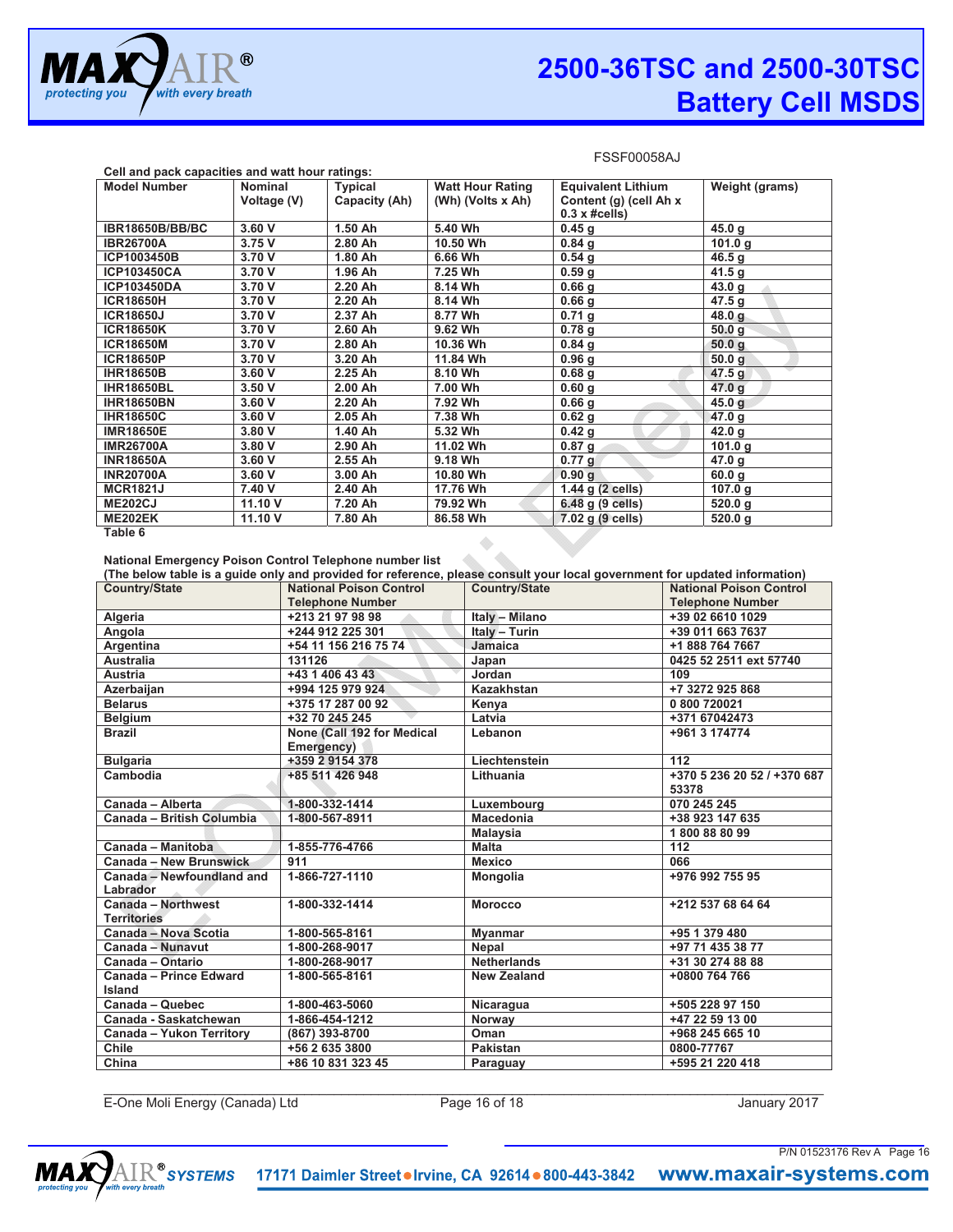FSSF00058AJ

**Cell and pack capacities and watt hour ratings:**

| Model Number | Nominal Voltage (V) | Typical Capacity (Ah) | Watt Hour Rating (Wh) (Volts x Ah) | Equivalent Lithium Content (g) (cell Ah x 0.3 x #cells) | Weight (grams) |
|---|---|---|---|---|---|
| IBR18650B/BB/BC | 3.60 V | 1.50 Ah | 5.40 Wh | 0.45 g | 45.0 g |
| IBR26700A | 3.75 V | 2.80 Ah | 10.50 Wh | 0.84 g | 101.0 g |
| ICP1003450B | 3.70 V | 1.80 Ah | 6.66 Wh | 0.54 g | 46.5 g |
| ICP103450CA | 3.70 V | 1.96 Ah | 7.25 Wh | 0.59 g | 41.5 g |
| ICP103450DA | 3.70 V | 2.20 Ah | 8.14 Wh | 0.66 g | 43.0 g |
| ICR18650H | 3.70 V | 2.20 Ah | 8.14 Wh | 0.66 g | 47.5 g |
| ICR18650J | 3.70 V | 2.37 Ah | 8.77 Wh | 0.71 g | 48.0 g |
| ICR18650K | 3.70 V | 2.60 Ah | 9.62 Wh | 0.78 g | 50.0 g |
| ICR18650M | 3.70 V | 2.80 Ah | 10.36 Wh | 0.84 g | 50.0 g |
| ICR18650P | 3.70 V | 3.20 Ah | 11.84 Wh | 0.96 g | 50.0 g |
| IHR18650B | 3.60 V | 2.25 Ah | 8.10 Wh | 0.68 g | 47.5 g |
| IHR18650BL | 3.50 V | 2.00 Ah | 7.00 Wh | 0.60 g | 47.0 g |
| IHR18650BN | 3.60 V | 2.20 Ah | 7.92 Wh | 0.66 g | 45.0 g |
| IHR18650C | 3.60 V | 2.05 Ah | 7.38 Wh | 0.62 g | 47.0 g |
| IMR18650E | 3.80 V | 1.40 Ah | 5.32 Wh | 0.42 g | 42.0 g |
| IMR26700A | 3.80 V | 2.90 Ah | 11.02 Wh | 0.87 g | 101.0 g |
| INR18650A | 3.60 V | 2.55 Ah | 9.18 Wh | 0.77 g | 47.0 g |
| INR20700A | 3.60 V | 3.00 Ah | 10.80 Wh | 0.90 g | 60.0 g |
| MCR1821J | 7.40 V | 2.40 Ah | 17.76 Wh | 1.44 g (2 cells) | 107.0 g |
| ME202CJ | 11.10 V | 7.20 Ah | 79.92 Wh | 6.48 g (9 cells) | 520.0 g |
| ME202EK | 11.10 V | 7.80 Ah | 86.58 Wh | 7.02 g (9 cells) | 520.0 g |

Table 6

**National Emergency Poison Control Telephone number list**
**(The below table is a guide only and provided for reference, please consult your local government for updated information)**

| Country/State | National Poison Control Telephone Number | Country/State | National Poison Control Telephone Number |
|---|---|---|---|
| Algeria | +213 21 97 98 98 | Italy – Milano | +39 02 6610 1029 |
| Angola | +244 912 225 301 | Italy – Turin | +39 011 663 7637 |
| Argentina | +54 11 156 216 75 74 | Jamaica | +1 888 764 7667 |
| Australia | 131126 | Japan | 0425 52 2511 ext 57740 |
| Austria | +43 1 406 43 43 | Jordan | 109 |
| Azerbaijan | +994 125 979 924 | Kazakhstan | +7 3272 925 868 |
| Belarus | +375 17 287 00 92 | Kenya | 0 800 720021 |
| Belgium | +32 70 245 245 | Latvia | +371 67042473 |
| Brazil | None (Call 192 for Medical Emergency) | Lebanon | +961 3 174774 |
| Bulgaria | +359 2 9154 378 | Liechtenstein | 112 |
| Cambodia | +85 511 426 948 | Lithuania | +370 5 236 20 52 / +370 687 53378 |
| Canada – Alberta | 1-800-332-1414 | Luxembourg | 070 245 245 |
| Canada – British Columbia | 1-800-567-8911 | Macedonia | +38 923 147 635 |
| | | Malaysia | 1 800 88 80 99 |
| Canada – Manitoba | 1-855-776-4766 | Malta | 112 |
| Canada – New Brunswick | 911 | Mexico | 066 |
| Canada – Newfoundland and Labrador | 1-866-727-1110 | Mongolia | +976 992 755 95 |
| Canada – Northwest Territories | 1-800-332-1414 | Morocco | +212 537 68 64 64 |
| Canada – Nova Scotia | 1-800-565-8161 | Myanmar | +95 1 379 480 |
| Canada – Nunavut | 1-800-268-9017 | Nepal | +97 71 435 38 77 |
| Canada – Ontario | 1-800-268-9017 | Netherlands | +31 30 274 88 88 |
| Canada – Prince Edward Island | 1-800-565-8161 | New Zealand | +0800 764 766 |
| Canada – Quebec | 1-800-463-5060 | Nicaragua | +505 228 97 150 |
| Canada - Saskatchewan | 1-866-454-1212 | Norway | +47 22 59 13 00 |
| Canada – Yukon Territory | (867) 393-8700 | Oman | +968 245 665 10 |
| Chile | +56 2 635 3800 | Pakistan | 0800-77767 |
| China | +86 10 831 323 45 | Paraguay | +595 21 220 418 |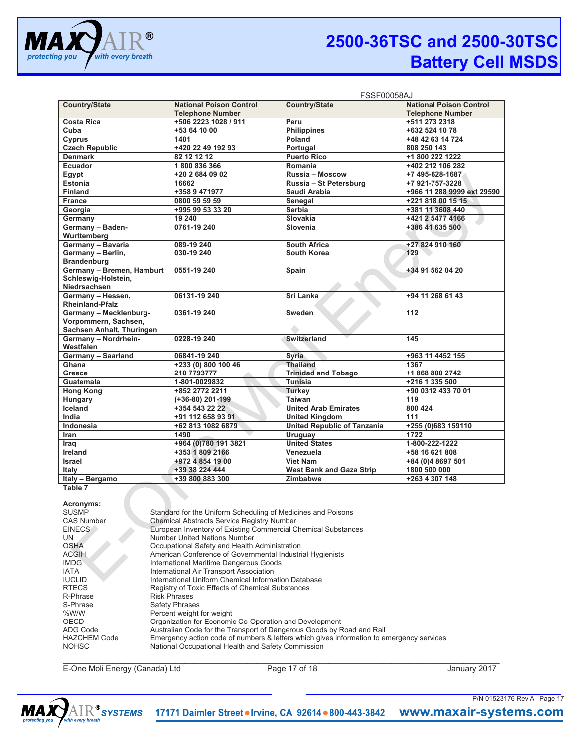FSSF00058AJ

| Country/State | National Poison Control Telephone Number | Country/State | National Poison Control Telephone Number |
|---|---|---|---|
| Costa Rica | +506 2223 1028 / 911 | Peru | +511 273 2318 |
| Cuba | +53 64 10 00 | Philippines | +632 524 10 78 |
| Cyprus | 1401 | Poland | +48 42 63 14 724 |
| Czech Republic | +420 22 49 192 93 | Portugal | 808 250 143 |
| Denmark | 82 12 12 12 | Puerto Rico | +1 800 222 1222 |
| Ecuador | 1 800 836 366 | Romania | +402 212 106 282 |
| Egypt | +20 2 684 09 02 | Russia – Moscow | +7 495-628-1687 |
| Estonia | 16662 | Russia – St Petersburg | +7 921-757-3228 |
| Finland | +358 9 471977 | Saudi Arabia | +966 11 288 9999 ext 29590 |
| France | 0800 59 59 59 | Senegal | +221 818 00 15 15 |
| Georgia | +995 99 53 33 20 | Serbia | +381 11 3608 440 |
| Germany | 19 240 | Slovakia | +421 2 5477 4166 |
| Germany – Baden-Wurttemberg | 0761-19 240 | Slovenia | +386 41 635 500 |
| Germany – Bavaria | 089-19 240 | South Africa | +27 824 910 160 |
| Germany – Berlin, Brandenburg | 030-19 240 | South Korea | 129 |
| Germany – Bremen, Hamburt Schleswig-Holstein, Niedrsachsen | 0551-19 240 | Spain | +34 91 562 04 20 |
| Germany – Hessen, Rheinland-Pfalz | 06131-19 240 | Sri Lanka | +94 11 268 61 43 |
| Germany – Mecklenburg-Vorpommern, Sachsen, Sachsen Anhalt, Thuringen | 0361-19 240 | Sweden | 112 |
| Germany – Nordrhein-Westfalen | 0228-19 240 | Switzerland | 145 |
| Germany – Saarland | 06841-19 240 | Syria | +963 11 4452 155 |
| Ghana | +233 (0) 800 100 46 | Thailand | 1367 |
| Greece | 210 7793777 | Trinidad and Tobago | +1 868 800 2742 |
| Guatemala | 1-801-0029832 | Tunisia | +216 1 335 500 |
| Hong Kong | +852 2772 2211 | Turkey | +90 0312 433 70 01 |
| Hungary | (+36-80) 201-199 | Taiwan | 119 |
| Iceland | +354 543 22 22 | United Arab Emirates | 800 424 |
| India | +91 112 658 93 91 | United Kingdom | 111 |
| Indonesia | +62 813 1082 6879 | United Republic of Tanzania | +255 (0)683 159110 |
| Iran | 1490 | Uruguay | 1722 |
| Iraq | +964 (0)780 191 3821 | United States | 1-800-222-1222 |
| Ireland | +353 1 809 2166 | Venezuela | +58 16 621 808 |
| Israel | +972 4 854 19 00 | Viet Nam | +84 (0)4 8697 501 |
| Italy | +39 38 224 444 | West Bank and Gaza Strip | 1800 500 000 |
| Italy – Bergamo | +39 800 883 300 | Zimbabwe | +263 4 307 148 |

**Table 7**

**Acronyms:**

| | |
|---|---|
| SUSMP | Standard for the Uniform Scheduling of Medicines and Poisons |
| CAS Number | Chemical Abstracts Service Registry Number |
| EINECS | European Inventory of Existing Commercial Chemical Substances |
| UN | Number United Nations Number |
| OSHA | Occupational Safety and Health Administration |
| ACGIH | American Conference of Governmental Industrial Hygienists |
| IMDG | International Maritime Dangerous Goods |
| IATA | International Air Transport Association |
| IUCLID | International Uniform Chemical Information Database |
| RTECS | Registry of Toxic Effects of Chemical Substances |
| R-Phrase | Risk Phrases |
| S-Phrase | Safety Phrases |
| %W/W | Percent weight for weight |
| OECD | Organization for Economic Co-Operation and Development |
| ADG Code | Australian Code for the Transport of Dangerous Goods by Road and Rail |
| HAZCHEM Code | Emergency action code of numbers & letters which gives information to emergency services |
| NOHSC | National Occupational Health and Safety Commission |

E-One Moli Energy (Canada) Ltd — January 2017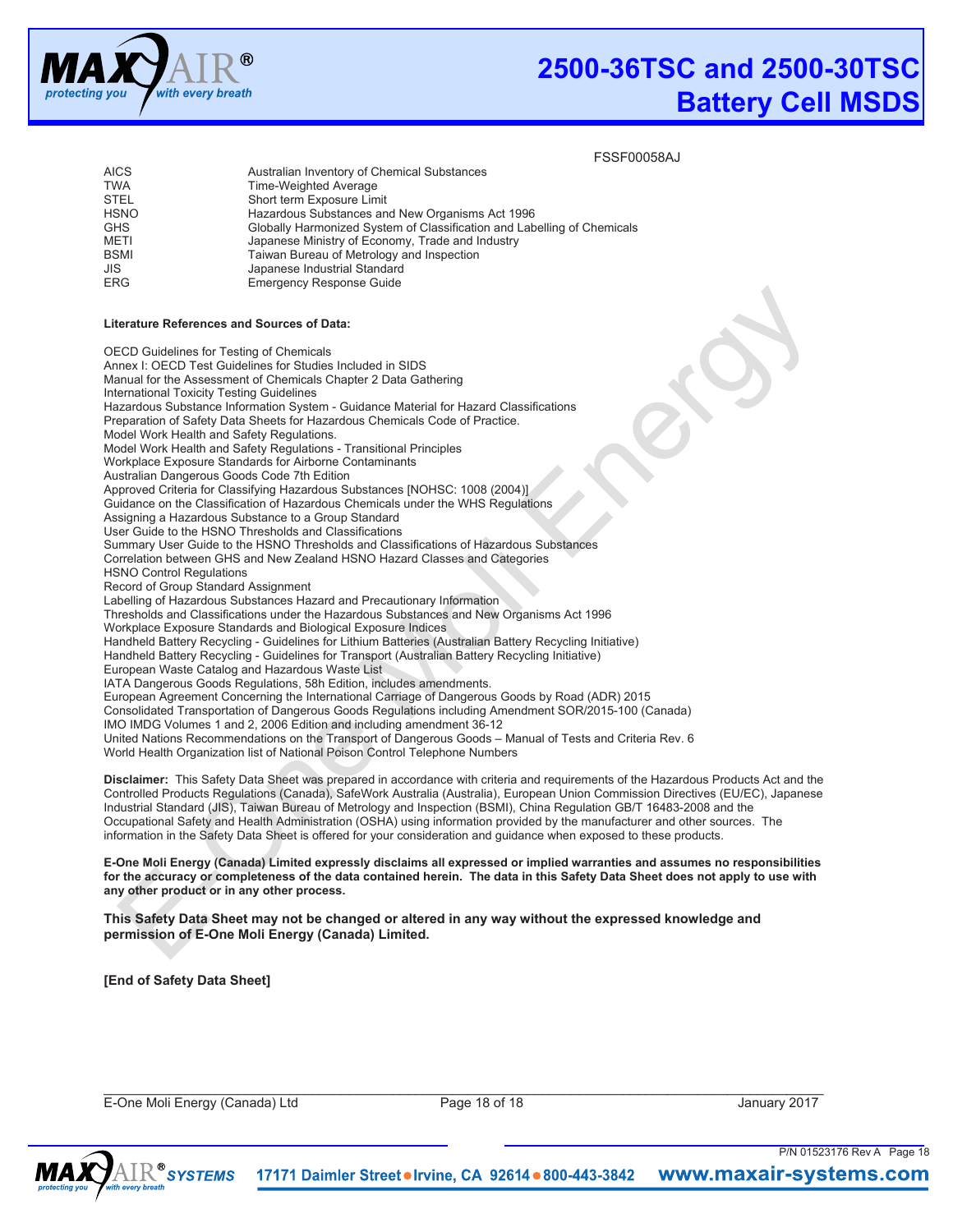FSSF00058AJ

| | |
|---|---|
| AICS | Australian Inventory of Chemical Substances |
| TWA | Time-Weighted Average |
| STEL | Short term Exposure Limit |
| HSNO | Hazardous Substances and New Organisms Act 1996 |
| GHS | Globally Harmonized System of Classification and Labelling of Chemicals |
| METI | Japanese Ministry of Economy, Trade and Industry |
| BSMI | Taiwan Bureau of Metrology and Inspection |
| JIS | Japanese Industrial Standard |
| ERG | Emergency Response Guide |

**Literature References and Sources of Data:**

OECD Guidelines for Testing of Chemicals
Annex I: OECD Test Guidelines for Studies Included in SIDS
Manual for the Assessment of Chemicals Chapter 2 Data Gathering
International Toxicity Testing Guidelines
Hazardous Substance Information System - Guidance Material for Hazard Classifications
Preparation of Safety Data Sheets for Hazardous Chemicals Code of Practice.
Model Work Health and Safety Regulations.
Model Work Health and Safety Regulations - Transitional Principles
Workplace Exposure Standards for Airborne Contaminants
Australian Dangerous Goods Code 7th Edition
Approved Criteria for Classifying Hazardous Substances [NOHSC: 1008 (2004)]
Guidance on the Classification of Hazardous Chemicals under the WHS Regulations
Assigning a Hazardous Substance to a Group Standard
User Guide to the HSNO Thresholds and Classifications
Summary User Guide to the HSNO Thresholds and Classifications of Hazardous Substances
Correlation between GHS and New Zealand HSNO Hazard Classes and Categories
HSNO Control Regulations
Record of Group Standard Assignment
Labelling of Hazardous Substances Hazard and Precautionary Information
Thresholds and Classifications under the Hazardous Substances and New Organisms Act 1996
Workplace Exposure Standards and Biological Exposure Indices
Handheld Battery Recycling - Guidelines for Lithium Batteries (Australian Battery Recycling Initiative)
Handheld Battery Recycling - Guidelines for Transport (Australian Battery Recycling Initiative)
European Waste Catalog and Hazardous Waste List
IATA Dangerous Goods Regulations, 58h Edition, includes amendments.
European Agreement Concerning the International Carriage of Dangerous Goods by Road (ADR) 2015
Consolidated Transportation of Dangerous Goods Regulations including Amendment SOR/2015-100 (Canada)
IMO IMDG Volumes 1 and 2, 2006 Edition and including amendment 36-12
United Nations Recommendations on the Transport of Dangerous Goods – Manual of Tests and Criteria Rev. 6
World Health Organization list of National Poison Control Telephone Numbers

**Disclaimer:** This Safety Data Sheet was prepared in accordance with criteria and requirements of the Hazardous Products Act and the Controlled Products Regulations (Canada), SafeWork Australia (Australia), European Union Commission Directives (EU/EC), Japanese Industrial Standard (JIS), Taiwan Bureau of Metrology and Inspection (BSMI), China Regulation GB/T 16483-2008 and the Occupational Safety and Health Administration (OSHA) using information provided by the manufacturer and other sources. The information in the Safety Data Sheet is offered for your consideration and guidance when exposed to these products.

**E-One Moli Energy (Canada) Limited expressly disclaims all expressed or implied warranties and assumes no responsibilities for the accuracy or completeness of the data contained herein. The data in this Safety Data Sheet does not apply to use with any other product or in any other process.**

**This Safety Data Sheet may not be changed or altered in any way without the expressed knowledge and permission of E-One Moli Energy (Canada) Limited.**

**[End of Safety Data Sheet]**